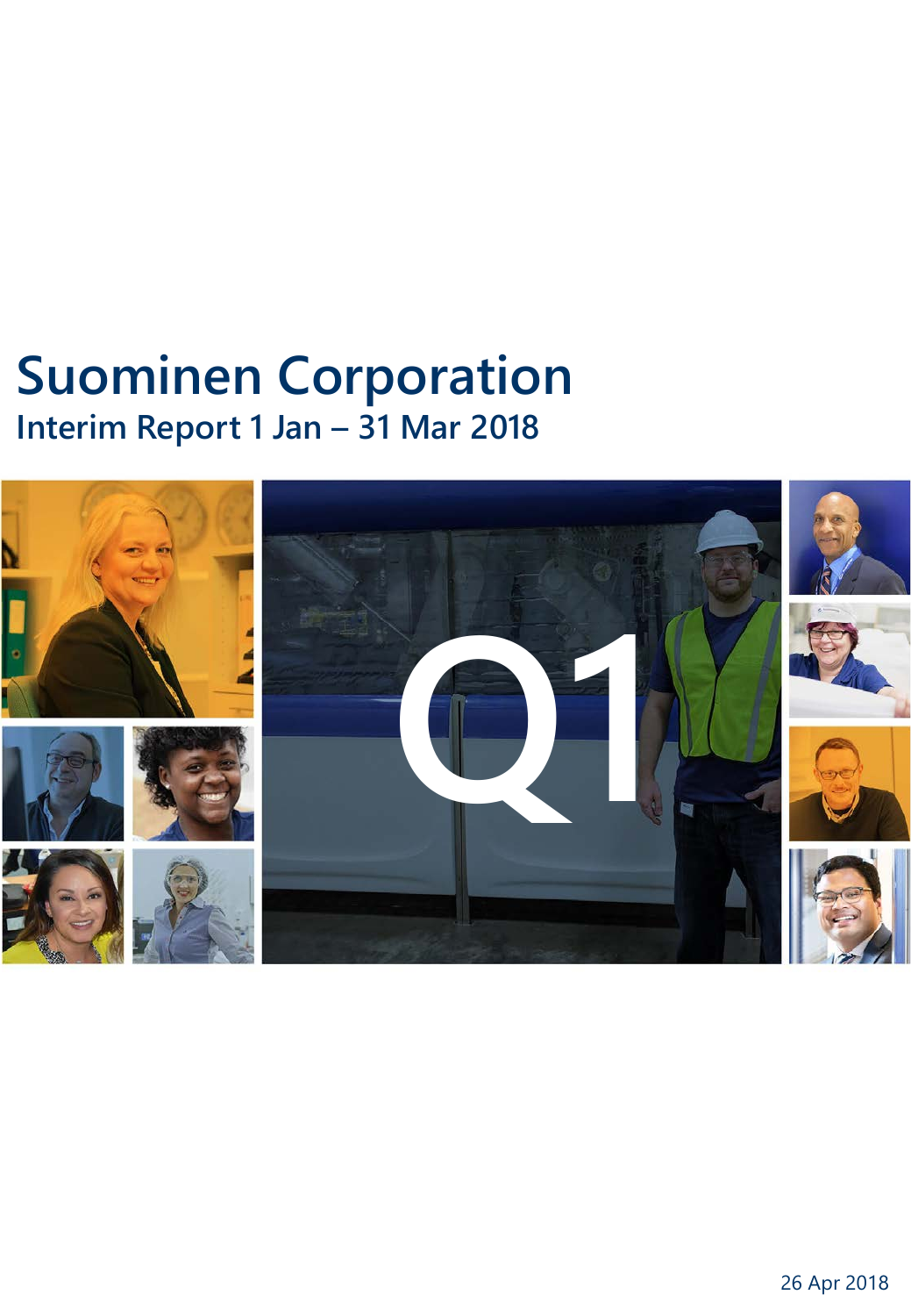# Suominen Corporation

## Interim Report 1 Jan – 31 Mar 2018

Q1

26 Apr 2018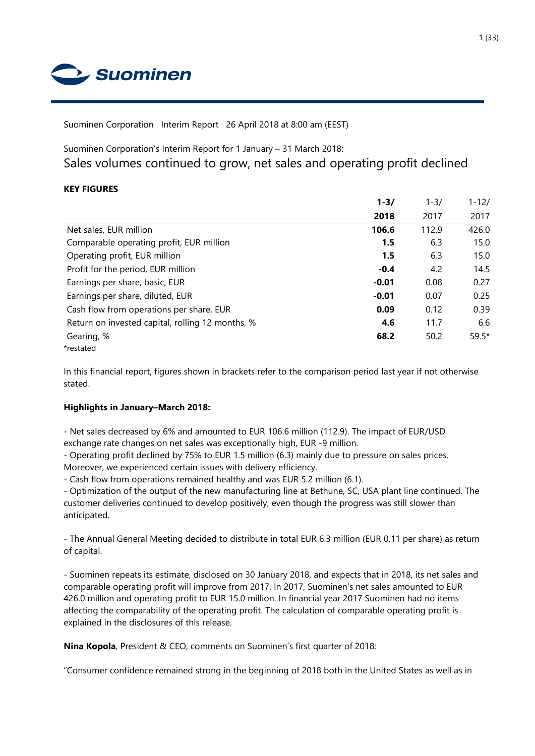Suominen Corporation Interim Report 26 April 2018 at 8:00 am (EEST)

Suominen Corporation's Interim Report for 1 January – 31 March 2018:

# Sales volumes continued to grow, net sales and operating profit declined

**KEY FIGURES**

| | **1-3/ 2018** | 1-3/ 2017 | 1-12/ 2017 |
|---|---|---|---|
| Net sales, EUR million | **106.6** | 112.9 | 426.0 |
| Comparable operating profit, EUR million | **1.5** | 6.3 | 15.0 |
| Operating profit, EUR million | **1.5** | 6.3 | 15.0 |
| Profit for the period, EUR million | **-0.4** | 4.2 | 14.5 |
| Earnings per share, basic, EUR | **-0.01** | 0.08 | 0.27 |
| Earnings per share, diluted, EUR | **-0.01** | 0.07 | 0.25 |
| Cash flow from operations per share, EUR | **0.09** | 0.12 | 0.39 |
| Return on invested capital, rolling 12 months, % | **4.6** | 11.7 | 6.6 |
| Gearing, % | **68.2** | 50.2 | 59.5* |

*restated

In this financial report, figures shown in brackets refer to the comparison period last year if not otherwise stated.

**Highlights in January–March 2018:**

- Net sales decreased by 6% and amounted to EUR 106.6 million (112.9). The impact of EUR/USD exchange rate changes on net sales was exceptionally high, EUR -9 million.
- Operating profit declined by 75% to EUR 1.5 million (6.3) mainly due to pressure on sales prices. Moreover, we experienced certain issues with delivery efficiency.
- Cash flow from operations remained healthy and was EUR 5.2 million (6.1).
- Optimization of the output of the new manufacturing line at Bethune, SC, USA plant line continued. The customer deliveries continued to develop positively, even though the progress was still slower than anticipated.

- The Annual General Meeting decided to distribute in total EUR 6.3 million (EUR 0.11 per share) as return of capital.

- Suominen repeats its estimate, disclosed on 30 January 2018, and expects that in 2018, its net sales and comparable operating profit will improve from 2017. In 2017, Suominen's net sales amounted to EUR 426.0 million and operating profit to EUR 15.0 million. In financial year 2017 Suominen had no items affecting the comparability of the operating profit. The calculation of comparable operating profit is explained in the disclosures of this release.

**Nina Kopola**, President & CEO, comments on Suominen's first quarter of 2018:

"Consumer confidence remained strong in the beginning of 2018 both in the United States as well as in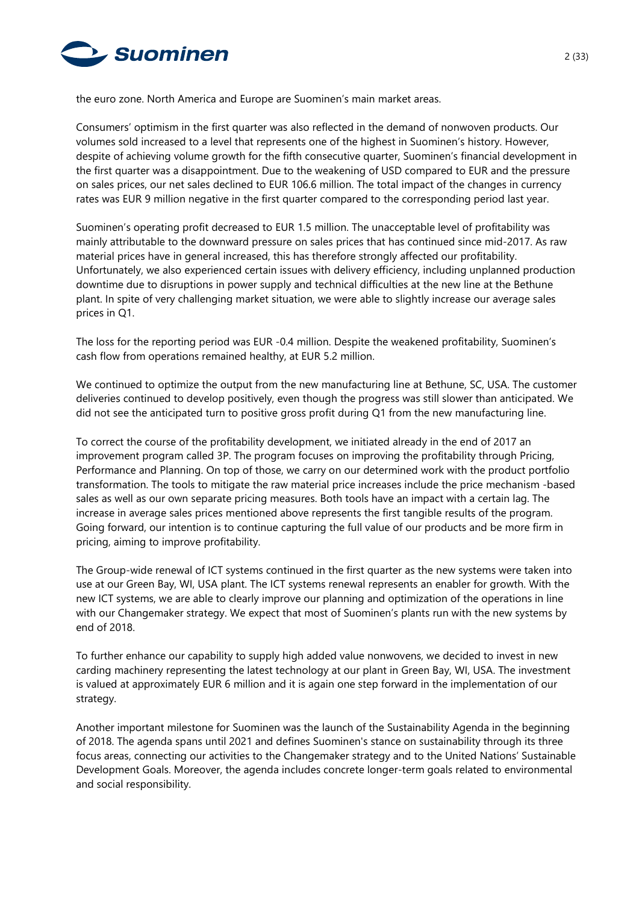the euro zone. North America and Europe are Suominen's main market areas.

Consumers' optimism in the first quarter was also reflected in the demand of nonwoven products. Our volumes sold increased to a level that represents one of the highest in Suominen's history. However, despite of achieving volume growth for the fifth consecutive quarter, Suominen's financial development in the first quarter was a disappointment. Due to the weakening of USD compared to EUR and the pressure on sales prices, our net sales declined to EUR 106.6 million. The total impact of the changes in currency rates was EUR 9 million negative in the first quarter compared to the corresponding period last year.

Suominen's operating profit decreased to EUR 1.5 million. The unacceptable level of profitability was mainly attributable to the downward pressure on sales prices that has continued since mid-2017. As raw material prices have in general increased, this has therefore strongly affected our profitability. Unfortunately, we also experienced certain issues with delivery efficiency, including unplanned production downtime due to disruptions in power supply and technical difficulties at the new line at the Bethune plant. In spite of very challenging market situation, we were able to slightly increase our average sales prices in Q1.

The loss for the reporting period was EUR -0.4 million. Despite the weakened profitability, Suominen's cash flow from operations remained healthy, at EUR 5.2 million.

We continued to optimize the output from the new manufacturing line at Bethune, SC, USA. The customer deliveries continued to develop positively, even though the progress was still slower than anticipated. We did not see the anticipated turn to positive gross profit during Q1 from the new manufacturing line.

To correct the course of the profitability development, we initiated already in the end of 2017 an improvement program called 3P. The program focuses on improving the profitability through Pricing, Performance and Planning. On top of those, we carry on our determined work with the product portfolio transformation. The tools to mitigate the raw material price increases include the price mechanism -based sales as well as our own separate pricing measures. Both tools have an impact with a certain lag. The increase in average sales prices mentioned above represents the first tangible results of the program. Going forward, our intention is to continue capturing the full value of our products and be more firm in pricing, aiming to improve profitability.

The Group-wide renewal of ICT systems continued in the first quarter as the new systems were taken into use at our Green Bay, WI, USA plant. The ICT systems renewal represents an enabler for growth. With the new ICT systems, we are able to clearly improve our planning and optimization of the operations in line with our Changemaker strategy. We expect that most of Suominen's plants run with the new systems by end of 2018.

To further enhance our capability to supply high added value nonwovens, we decided to invest in new carding machinery representing the latest technology at our plant in Green Bay, WI, USA. The investment is valued at approximately EUR 6 million and it is again one step forward in the implementation of our strategy.

Another important milestone for Suominen was the launch of the Sustainability Agenda in the beginning of 2018. The agenda spans until 2021 and defines Suominen's stance on sustainability through its three focus areas, connecting our activities to the Changemaker strategy and to the United Nations' Sustainable Development Goals. Moreover, the agenda includes concrete longer-term goals related to environmental and social responsibility.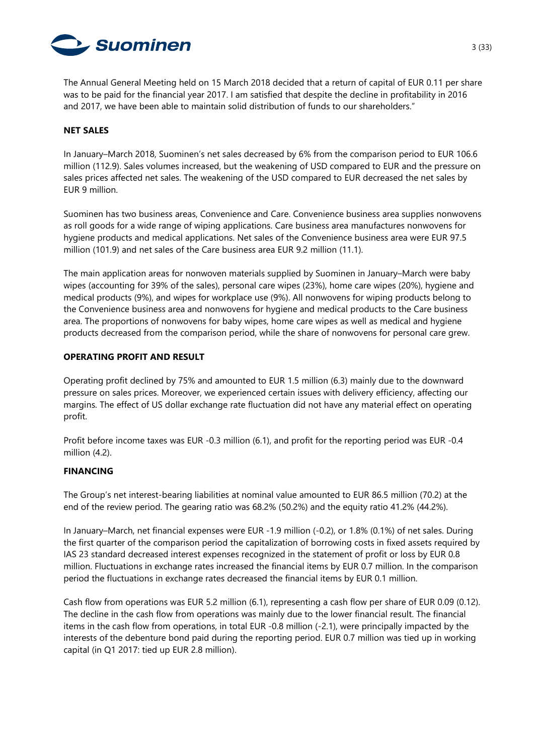The Annual General Meeting held on 15 March 2018 decided that a return of capital of EUR 0.11 per share was to be paid for the financial year 2017. I am satisfied that despite the decline in profitability in 2016 and 2017, we have been able to maintain solid distribution of funds to our shareholders."

**NET SALES**

In January–March 2018, Suominen's net sales decreased by 6% from the comparison period to EUR 106.6 million (112.9). Sales volumes increased, but the weakening of USD compared to EUR and the pressure on sales prices affected net sales. The weakening of the USD compared to EUR decreased the net sales by EUR 9 million.

Suominen has two business areas, Convenience and Care. Convenience business area supplies nonwovens as roll goods for a wide range of wiping applications. Care business area manufactures nonwovens for hygiene products and medical applications. Net sales of the Convenience business area were EUR 97.5 million (101.9) and net sales of the Care business area EUR 9.2 million (11.1).

The main application areas for nonwoven materials supplied by Suominen in January–March were baby wipes (accounting for 39% of the sales), personal care wipes (23%), home care wipes (20%), hygiene and medical products (9%), and wipes for workplace use (9%). All nonwovens for wiping products belong to the Convenience business area and nonwovens for hygiene and medical products to the Care business area. The proportions of nonwovens for baby wipes, home care wipes as well as medical and hygiene products decreased from the comparison period, while the share of nonwovens for personal care grew.

**OPERATING PROFIT AND RESULT**

Operating profit declined by 75% and amounted to EUR 1.5 million (6.3) mainly due to the downward pressure on sales prices. Moreover, we experienced certain issues with delivery efficiency, affecting our margins. The effect of US dollar exchange rate fluctuation did not have any material effect on operating profit.

Profit before income taxes was EUR -0.3 million (6.1), and profit for the reporting period was EUR -0.4 million (4.2).

**FINANCING**

The Group's net interest-bearing liabilities at nominal value amounted to EUR 86.5 million (70.2) at the end of the review period. The gearing ratio was 68.2% (50.2%) and the equity ratio 41.2% (44.2%).

In January–March, net financial expenses were EUR -1.9 million (-0.2), or 1.8% (0.1%) of net sales. During the first quarter of the comparison period the capitalization of borrowing costs in fixed assets required by IAS 23 standard decreased interest expenses recognized in the statement of profit or loss by EUR 0.8 million. Fluctuations in exchange rates increased the financial items by EUR 0.7 million. In the comparison period the fluctuations in exchange rates decreased the financial items by EUR 0.1 million.

Cash flow from operations was EUR 5.2 million (6.1), representing a cash flow per share of EUR 0.09 (0.12). The decline in the cash flow from operations was mainly due to the lower financial result. The financial items in the cash flow from operations, in total EUR -0.8 million (-2.1), were principally impacted by the interests of the debenture bond paid during the reporting period. EUR 0.7 million was tied up in working capital (in Q1 2017: tied up EUR 2.8 million).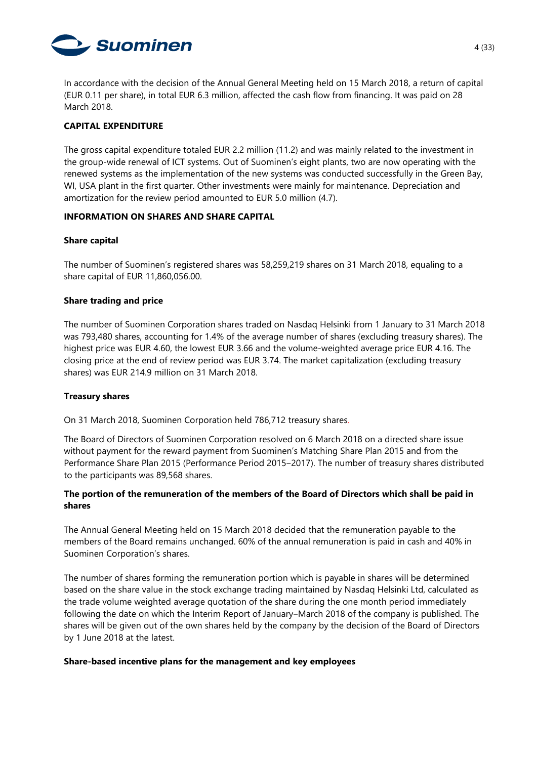In accordance with the decision of the Annual General Meeting held on 15 March 2018, a return of capital (EUR 0.11 per share), in total EUR 6.3 million, affected the cash flow from financing. It was paid on 28 March 2018.

## CAPITAL EXPENDITURE

The gross capital expenditure totaled EUR 2.2 million (11.2) and was mainly related to the investment in the group-wide renewal of ICT systems. Out of Suominen's eight plants, two are now operating with the renewed systems as the implementation of the new systems was conducted successfully in the Green Bay, WI, USA plant in the first quarter. Other investments were mainly for maintenance. Depreciation and amortization for the review period amounted to EUR 5.0 million (4.7).

## INFORMATION ON SHARES AND SHARE CAPITAL

### Share capital

The number of Suominen's registered shares was 58,259,219 shares on 31 March 2018, equaling to a share capital of EUR 11,860,056.00.

### Share trading and price

The number of Suominen Corporation shares traded on Nasdaq Helsinki from 1 January to 31 March 2018 was 793,480 shares, accounting for 1.4% of the average number of shares (excluding treasury shares). The highest price was EUR 4.60, the lowest EUR 3.66 and the volume-weighted average price EUR 4.16. The closing price at the end of review period was EUR 3.74. The market capitalization (excluding treasury shares) was EUR 214.9 million on 31 March 2018.

### Treasury shares

On 31 March 2018, Suominen Corporation held 786,712 treasury shares.

The Board of Directors of Suominen Corporation resolved on 6 March 2018 on a directed share issue without payment for the reward payment from Suominen's Matching Share Plan 2015 and from the Performance Share Plan 2015 (Performance Period 2015–2017). The number of treasury shares distributed to the participants was 89,568 shares.

### The portion of the remuneration of the members of the Board of Directors which shall be paid in shares

The Annual General Meeting held on 15 March 2018 decided that the remuneration payable to the members of the Board remains unchanged. 60% of the annual remuneration is paid in cash and 40% in Suominen Corporation's shares.

The number of shares forming the remuneration portion which is payable in shares will be determined based on the share value in the stock exchange trading maintained by Nasdaq Helsinki Ltd, calculated as the trade volume weighted average quotation of the share during the one month period immediately following the date on which the Interim Report of January–March 2018 of the company is published. The shares will be given out of the own shares held by the company by the decision of the Board of Directors by 1 June 2018 at the latest.

### Share-based incentive plans for the management and key employees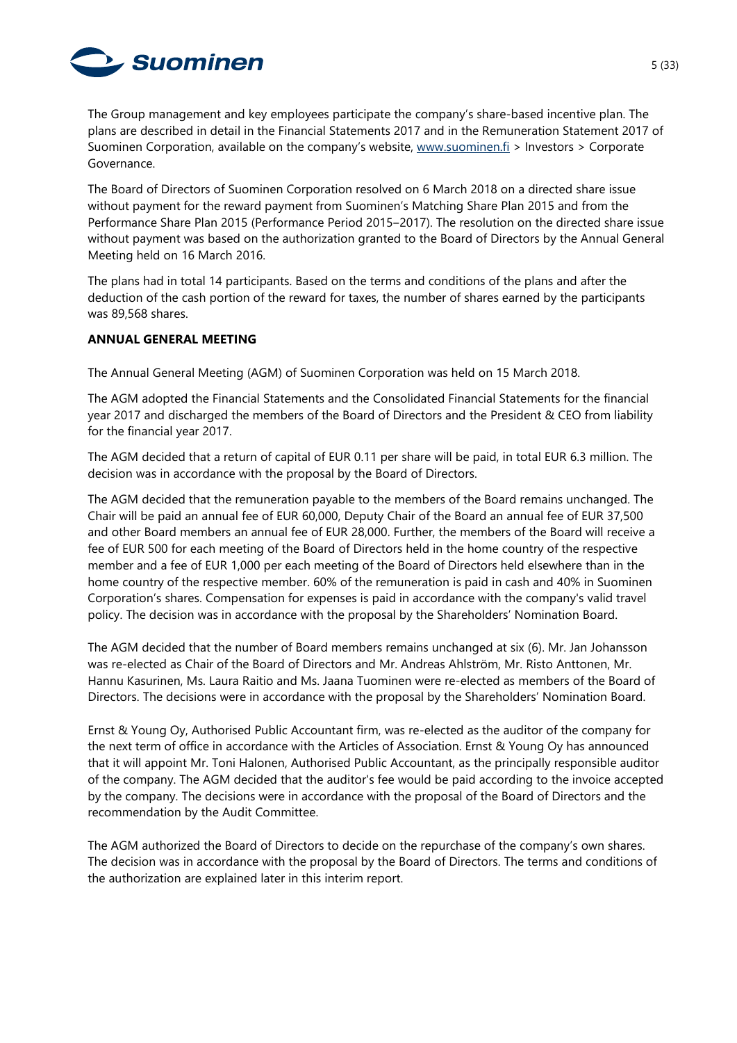The Group management and key employees participate the company's share-based incentive plan. The plans are described in detail in the Financial Statements 2017 and in the Remuneration Statement 2017 of Suominen Corporation, available on the company's website, www.suominen.fi > Investors > Corporate Governance.

The Board of Directors of Suominen Corporation resolved on 6 March 2018 on a directed share issue without payment for the reward payment from Suominen's Matching Share Plan 2015 and from the Performance Share Plan 2015 (Performance Period 2015–2017). The resolution on the directed share issue without payment was based on the authorization granted to the Board of Directors by the Annual General Meeting held on 16 March 2016.

The plans had in total 14 participants. Based on the terms and conditions of the plans and after the deduction of the cash portion of the reward for taxes, the number of shares earned by the participants was 89,568 shares.

**ANNUAL GENERAL MEETING**

The Annual General Meeting (AGM) of Suominen Corporation was held on 15 March 2018.

The AGM adopted the Financial Statements and the Consolidated Financial Statements for the financial year 2017 and discharged the members of the Board of Directors and the President & CEO from liability for the financial year 2017.

The AGM decided that a return of capital of EUR 0.11 per share will be paid, in total EUR 6.3 million. The decision was in accordance with the proposal by the Board of Directors.

The AGM decided that the remuneration payable to the members of the Board remains unchanged. The Chair will be paid an annual fee of EUR 60,000, Deputy Chair of the Board an annual fee of EUR 37,500 and other Board members an annual fee of EUR 28,000. Further, the members of the Board will receive a fee of EUR 500 for each meeting of the Board of Directors held in the home country of the respective member and a fee of EUR 1,000 per each meeting of the Board of Directors held elsewhere than in the home country of the respective member. 60% of the remuneration is paid in cash and 40% in Suominen Corporation's shares. Compensation for expenses is paid in accordance with the company's valid travel policy. The decision was in accordance with the proposal by the Shareholders' Nomination Board.

The AGM decided that the number of Board members remains unchanged at six (6). Mr. Jan Johansson was re-elected as Chair of the Board of Directors and Mr. Andreas Ahlström, Mr. Risto Anttonen, Mr. Hannu Kasurinen, Ms. Laura Raitio and Ms. Jaana Tuominen were re-elected as members of the Board of Directors. The decisions were in accordance with the proposal by the Shareholders' Nomination Board.

Ernst & Young Oy, Authorised Public Accountant firm, was re-elected as the auditor of the company for the next term of office in accordance with the Articles of Association. Ernst & Young Oy has announced that it will appoint Mr. Toni Halonen, Authorised Public Accountant, as the principally responsible auditor of the company. The AGM decided that the auditor's fee would be paid according to the invoice accepted by the company. The decisions were in accordance with the proposal of the Board of Directors and the recommendation by the Audit Committee.

The AGM authorized the Board of Directors to decide on the repurchase of the company's own shares. The decision was in accordance with the proposal by the Board of Directors. The terms and conditions of the authorization are explained later in this interim report.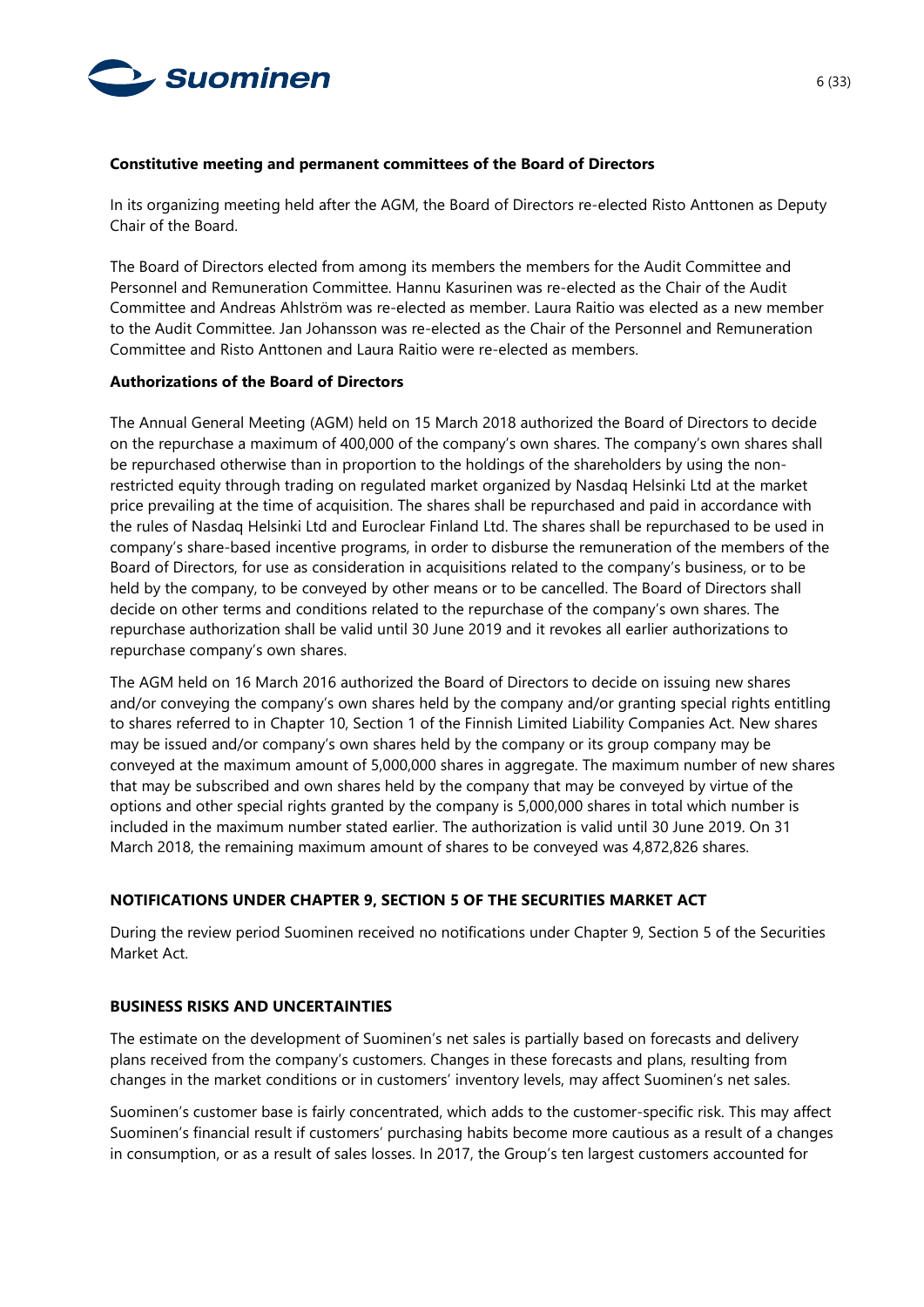**Constitutive meeting and permanent committees of the Board of Directors**

In its organizing meeting held after the AGM, the Board of Directors re-elected Risto Anttonen as Deputy Chair of the Board.

The Board of Directors elected from among its members the members for the Audit Committee and Personnel and Remuneration Committee. Hannu Kasurinen was re-elected as the Chair of the Audit Committee and Andreas Ahlström was re-elected as member. Laura Raitio was elected as a new member to the Audit Committee. Jan Johansson was re-elected as the Chair of the Personnel and Remuneration Committee and Risto Anttonen and Laura Raitio were re-elected as members.

**Authorizations of the Board of Directors**

The Annual General Meeting (AGM) held on 15 March 2018 authorized the Board of Directors to decide on the repurchase a maximum of 400,000 of the company's own shares. The company's own shares shall be repurchased otherwise than in proportion to the holdings of the shareholders by using the non-restricted equity through trading on regulated market organized by Nasdaq Helsinki Ltd at the market price prevailing at the time of acquisition. The shares shall be repurchased and paid in accordance with the rules of Nasdaq Helsinki Ltd and Euroclear Finland Ltd. The shares shall be repurchased to be used in company's share-based incentive programs, in order to disburse the remuneration of the members of the Board of Directors, for use as consideration in acquisitions related to the company's business, or to be held by the company, to be conveyed by other means or to be cancelled. The Board of Directors shall decide on other terms and conditions related to the repurchase of the company's own shares. The repurchase authorization shall be valid until 30 June 2019 and it revokes all earlier authorizations to repurchase company's own shares.

The AGM held on 16 March 2016 authorized the Board of Directors to decide on issuing new shares and/or conveying the company's own shares held by the company and/or granting special rights entitling to shares referred to in Chapter 10, Section 1 of the Finnish Limited Liability Companies Act. New shares may be issued and/or company's own shares held by the company or its group company may be conveyed at the maximum amount of 5,000,000 shares in aggregate. The maximum number of new shares that may be subscribed and own shares held by the company that may be conveyed by virtue of the options and other special rights granted by the company is 5,000,000 shares in total which number is included in the maximum number stated earlier. The authorization is valid until 30 June 2019. On 31 March 2018, the remaining maximum amount of shares to be conveyed was 4,872,826 shares.

## NOTIFICATIONS UNDER CHAPTER 9, SECTION 5 OF THE SECURITIES MARKET ACT

During the review period Suominen received no notifications under Chapter 9, Section 5 of the Securities Market Act.

## BUSINESS RISKS AND UNCERTAINTIES

The estimate on the development of Suominen's net sales is partially based on forecasts and delivery plans received from the company's customers. Changes in these forecasts and plans, resulting from changes in the market conditions or in customers' inventory levels, may affect Suominen's net sales.

Suominen's customer base is fairly concentrated, which adds to the customer-specific risk. This may affect Suominen's financial result if customers' purchasing habits become more cautious as a result of a changes in consumption, or as a result of sales losses. In 2017, the Group's ten largest customers accounted for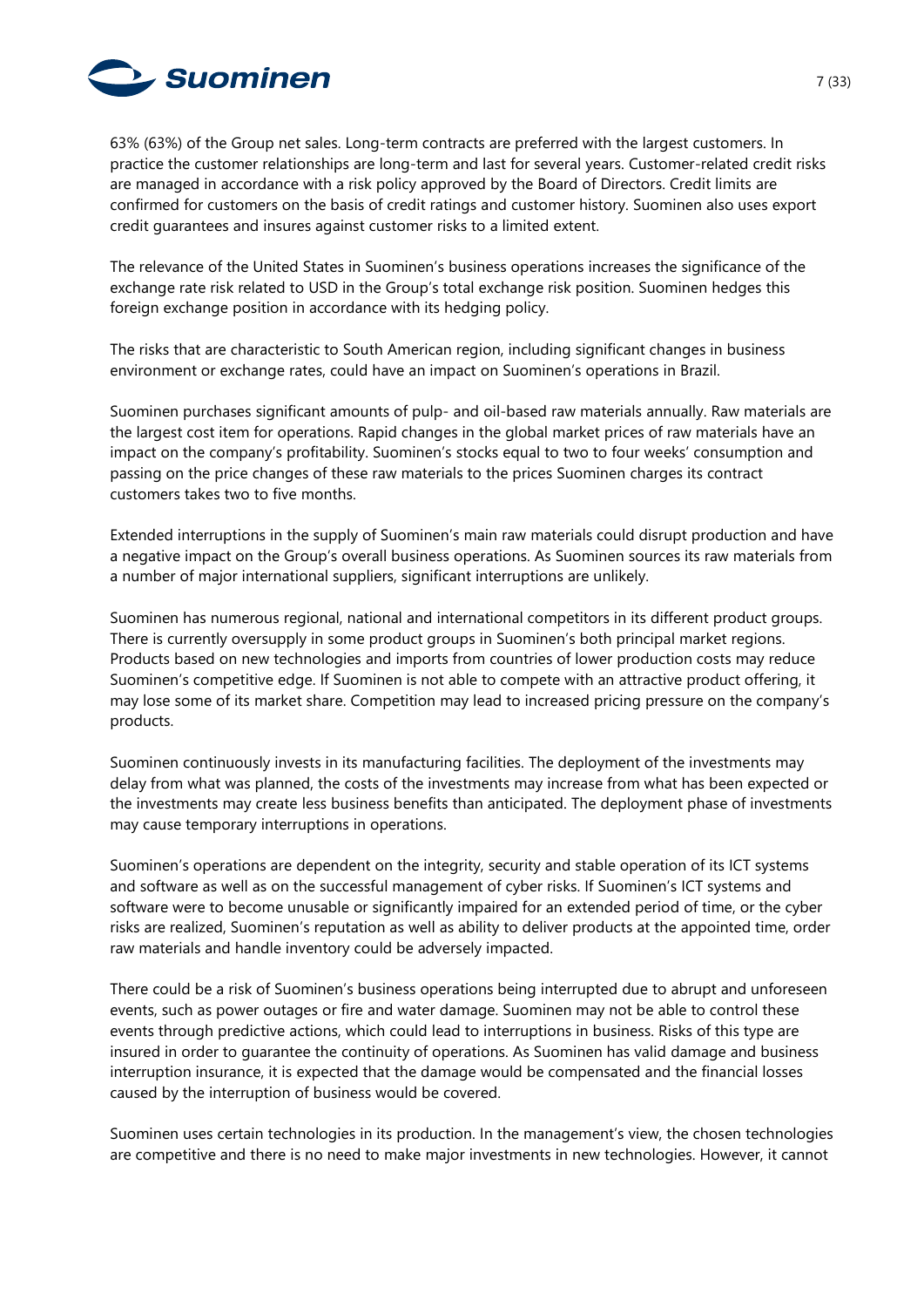63% (63%) of the Group net sales. Long-term contracts are preferred with the largest customers. In practice the customer relationships are long-term and last for several years. Customer-related credit risks are managed in accordance with a risk policy approved by the Board of Directors. Credit limits are confirmed for customers on the basis of credit ratings and customer history. Suominen also uses export credit guarantees and insures against customer risks to a limited extent.

The relevance of the United States in Suominen's business operations increases the significance of the exchange rate risk related to USD in the Group's total exchange risk position. Suominen hedges this foreign exchange position in accordance with its hedging policy.

The risks that are characteristic to South American region, including significant changes in business environment or exchange rates, could have an impact on Suominen's operations in Brazil.

Suominen purchases significant amounts of pulp- and oil-based raw materials annually. Raw materials are the largest cost item for operations. Rapid changes in the global market prices of raw materials have an impact on the company's profitability. Suominen's stocks equal to two to four weeks' consumption and passing on the price changes of these raw materials to the prices Suominen charges its contract customers takes two to five months.

Extended interruptions in the supply of Suominen's main raw materials could disrupt production and have a negative impact on the Group's overall business operations. As Suominen sources its raw materials from a number of major international suppliers, significant interruptions are unlikely.

Suominen has numerous regional, national and international competitors in its different product groups. There is currently oversupply in some product groups in Suominen's both principal market regions. Products based on new technologies and imports from countries of lower production costs may reduce Suominen's competitive edge. If Suominen is not able to compete with an attractive product offering, it may lose some of its market share. Competition may lead to increased pricing pressure on the company's products.

Suominen continuously invests in its manufacturing facilities. The deployment of the investments may delay from what was planned, the costs of the investments may increase from what has been expected or the investments may create less business benefits than anticipated. The deployment phase of investments may cause temporary interruptions in operations.

Suominen's operations are dependent on the integrity, security and stable operation of its ICT systems and software as well as on the successful management of cyber risks. If Suominen's ICT systems and software were to become unusable or significantly impaired for an extended period of time, or the cyber risks are realized, Suominen's reputation as well as ability to deliver products at the appointed time, order raw materials and handle inventory could be adversely impacted.

There could be a risk of Suominen's business operations being interrupted due to abrupt and unforeseen events, such as power outages or fire and water damage. Suominen may not be able to control these events through predictive actions, which could lead to interruptions in business. Risks of this type are insured in order to guarantee the continuity of operations. As Suominen has valid damage and business interruption insurance, it is expected that the damage would be compensated and the financial losses caused by the interruption of business would be covered.

Suominen uses certain technologies in its production. In the management's view, the chosen technologies are competitive and there is no need to make major investments in new technologies. However, it cannot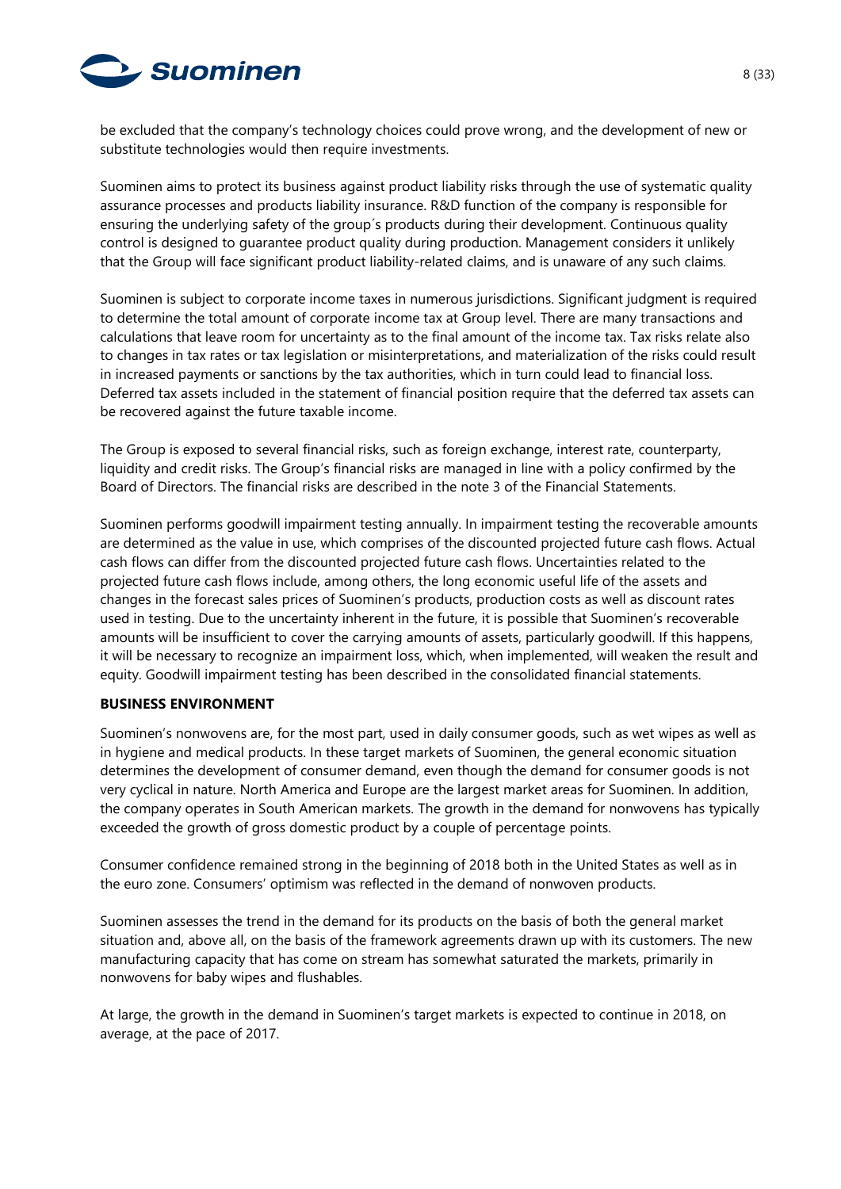be excluded that the company's technology choices could prove wrong, and the development of new or substitute technologies would then require investments.

Suominen aims to protect its business against product liability risks through the use of systematic quality assurance processes and products liability insurance. R&D function of the company is responsible for ensuring the underlying safety of the group´s products during their development. Continuous quality control is designed to guarantee product quality during production. Management considers it unlikely that the Group will face significant product liability-related claims, and is unaware of any such claims.

Suominen is subject to corporate income taxes in numerous jurisdictions. Significant judgment is required to determine the total amount of corporate income tax at Group level. There are many transactions and calculations that leave room for uncertainty as to the final amount of the income tax. Tax risks relate also to changes in tax rates or tax legislation or misinterpretations, and materialization of the risks could result in increased payments or sanctions by the tax authorities, which in turn could lead to financial loss. Deferred tax assets included in the statement of financial position require that the deferred tax assets can be recovered against the future taxable income.

The Group is exposed to several financial risks, such as foreign exchange, interest rate, counterparty, liquidity and credit risks. The Group's financial risks are managed in line with a policy confirmed by the Board of Directors. The financial risks are described in the note 3 of the Financial Statements.

Suominen performs goodwill impairment testing annually. In impairment testing the recoverable amounts are determined as the value in use, which comprises of the discounted projected future cash flows. Actual cash flows can differ from the discounted projected future cash flows. Uncertainties related to the projected future cash flows include, among others, the long economic useful life of the assets and changes in the forecast sales prices of Suominen's products, production costs as well as discount rates used in testing. Due to the uncertainty inherent in the future, it is possible that Suominen's recoverable amounts will be insufficient to cover the carrying amounts of assets, particularly goodwill. If this happens, it will be necessary to recognize an impairment loss, which, when implemented, will weaken the result and equity. Goodwill impairment testing has been described in the consolidated financial statements.

**BUSINESS ENVIRONMENT**

Suominen's nonwovens are, for the most part, used in daily consumer goods, such as wet wipes as well as in hygiene and medical products. In these target markets of Suominen, the general economic situation determines the development of consumer demand, even though the demand for consumer goods is not very cyclical in nature. North America and Europe are the largest market areas for Suominen. In addition, the company operates in South American markets. The growth in the demand for nonwovens has typically exceeded the growth of gross domestic product by a couple of percentage points.

Consumer confidence remained strong in the beginning of 2018 both in the United States as well as in the euro zone. Consumers' optimism was reflected in the demand of nonwoven products.

Suominen assesses the trend in the demand for its products on the basis of both the general market situation and, above all, on the basis of the framework agreements drawn up with its customers. The new manufacturing capacity that has come on stream has somewhat saturated the markets, primarily in nonwovens for baby wipes and flushables.

At large, the growth in the demand in Suominen's target markets is expected to continue in 2018, on average, at the pace of 2017.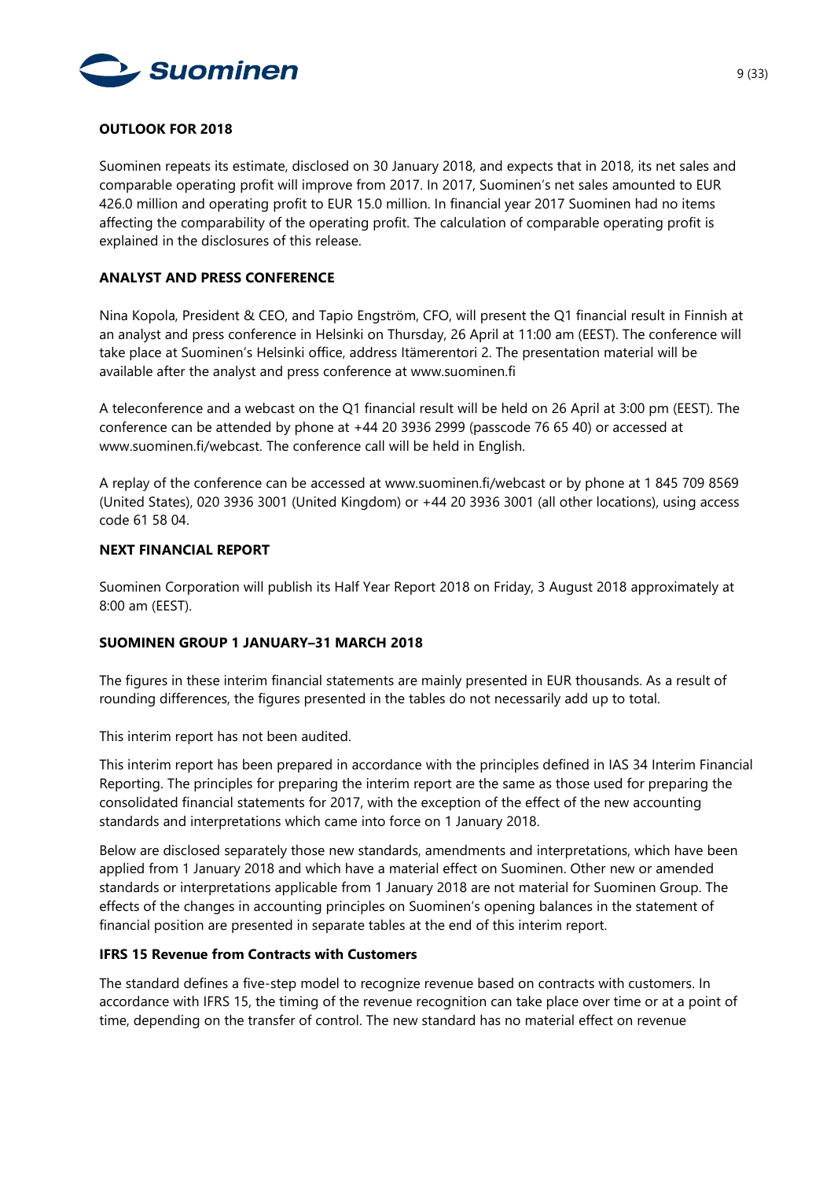## OUTLOOK FOR 2018

Suominen repeats its estimate, disclosed on 30 January 2018, and expects that in 2018, its net sales and comparable operating profit will improve from 2017. In 2017, Suominen's net sales amounted to EUR 426.0 million and operating profit to EUR 15.0 million. In financial year 2017 Suominen had no items affecting the comparability of the operating profit. The calculation of comparable operating profit is explained in the disclosures of this release.

## ANALYST AND PRESS CONFERENCE

Nina Kopola, President & CEO, and Tapio Engström, CFO, will present the Q1 financial result in Finnish at an analyst and press conference in Helsinki on Thursday, 26 April at 11:00 am (EEST). The conference will take place at Suominen's Helsinki office, address Itämerentori 2. The presentation material will be available after the analyst and press conference at www.suominen.fi

A teleconference and a webcast on the Q1 financial result will be held on 26 April at 3:00 pm (EEST). The conference can be attended by phone at +44 20 3936 2999 (passcode 76 65 40) or accessed at www.suominen.fi/webcast. The conference call will be held in English.

A replay of the conference can be accessed at www.suominen.fi/webcast or by phone at 1 845 709 8569 (United States), 020 3936 3001 (United Kingdom) or +44 20 3936 3001 (all other locations), using access code 61 58 04.

## NEXT FINANCIAL REPORT

Suominen Corporation will publish its Half Year Report 2018 on Friday, 3 August 2018 approximately at 8:00 am (EEST).

## SUOMINEN GROUP 1 JANUARY–31 MARCH 2018

The figures in these interim financial statements are mainly presented in EUR thousands. As a result of rounding differences, the figures presented in the tables do not necessarily add up to total.

This interim report has not been audited.

This interim report has been prepared in accordance with the principles defined in IAS 34 Interim Financial Reporting. The principles for preparing the interim report are the same as those used for preparing the consolidated financial statements for 2017, with the exception of the effect of the new accounting standards and interpretations which came into force on 1 January 2018.

Below are disclosed separately those new standards, amendments and interpretations, which have been applied from 1 January 2018 and which have a material effect on Suominen. Other new or amended standards or interpretations applicable from 1 January 2018 are not material for Suominen Group. The effects of the changes in accounting principles on Suominen's opening balances in the statement of financial position are presented in separate tables at the end of this interim report.

### IFRS 15 Revenue from Contracts with Customers

The standard defines a five-step model to recognize revenue based on contracts with customers. In accordance with IFRS 15, the timing of the revenue recognition can take place over time or at a point of time, depending on the transfer of control. The new standard has no material effect on revenue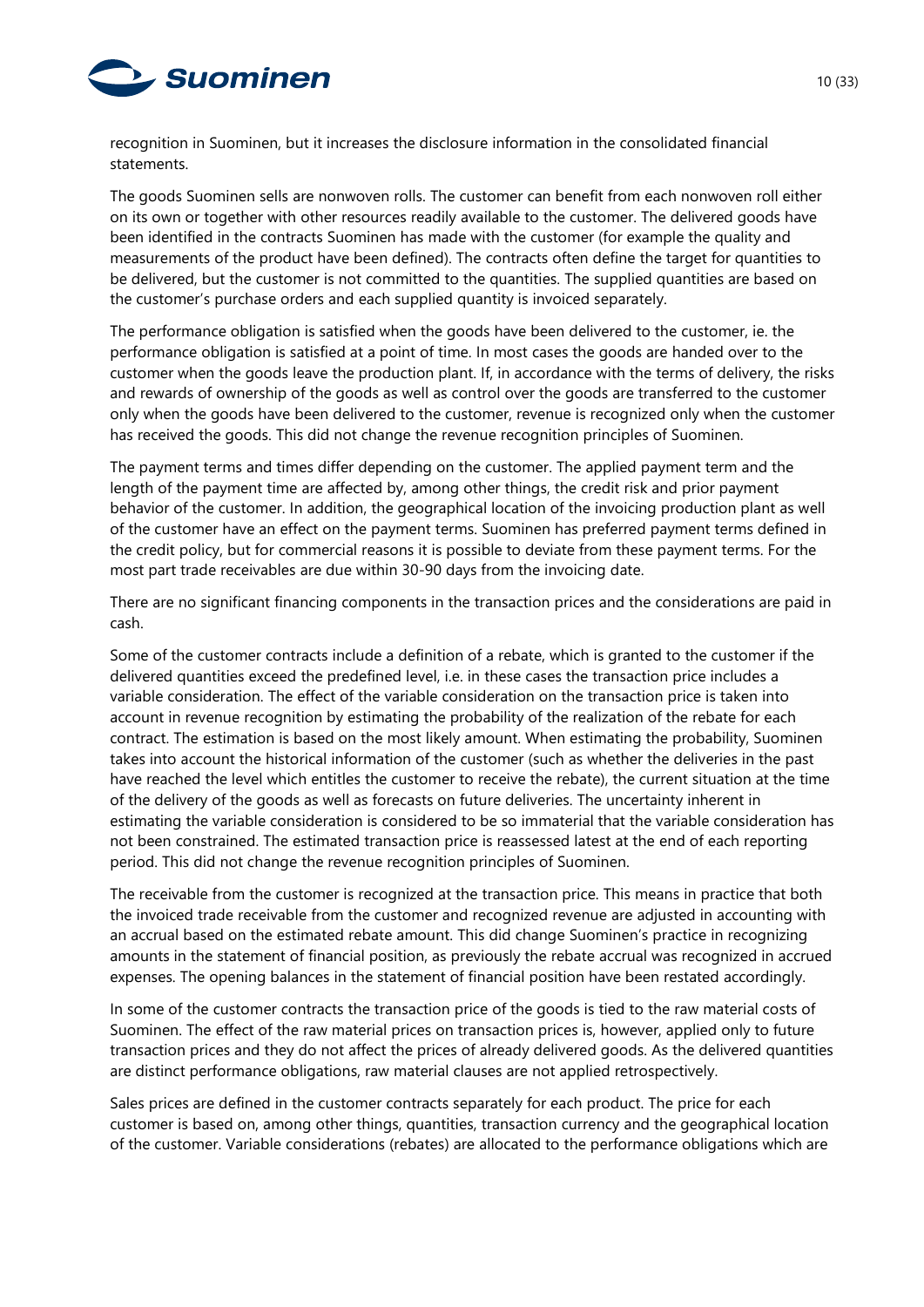recognition in Suominen, but it increases the disclosure information in the consolidated financial statements.

The goods Suominen sells are nonwoven rolls. The customer can benefit from each nonwoven roll either on its own or together with other resources readily available to the customer. The delivered goods have been identified in the contracts Suominen has made with the customer (for example the quality and measurements of the product have been defined). The contracts often define the target for quantities to be delivered, but the customer is not committed to the quantities. The supplied quantities are based on the customer's purchase orders and each supplied quantity is invoiced separately.

The performance obligation is satisfied when the goods have been delivered to the customer, ie. the performance obligation is satisfied at a point of time. In most cases the goods are handed over to the customer when the goods leave the production plant. If, in accordance with the terms of delivery, the risks and rewards of ownership of the goods as well as control over the goods are transferred to the customer only when the goods have been delivered to the customer, revenue is recognized only when the customer has received the goods. This did not change the revenue recognition principles of Suominen.

The payment terms and times differ depending on the customer. The applied payment term and the length of the payment time are affected by, among other things, the credit risk and prior payment behavior of the customer. In addition, the geographical location of the invoicing production plant as well of the customer have an effect on the payment terms. Suominen has preferred payment terms defined in the credit policy, but for commercial reasons it is possible to deviate from these payment terms. For the most part trade receivables are due within 30-90 days from the invoicing date.

There are no significant financing components in the transaction prices and the considerations are paid in cash.

Some of the customer contracts include a definition of a rebate, which is granted to the customer if the delivered quantities exceed the predefined level, i.e. in these cases the transaction price includes a variable consideration. The effect of the variable consideration on the transaction price is taken into account in revenue recognition by estimating the probability of the realization of the rebate for each contract. The estimation is based on the most likely amount. When estimating the probability, Suominen takes into account the historical information of the customer (such as whether the deliveries in the past have reached the level which entitles the customer to receive the rebate), the current situation at the time of the delivery of the goods as well as forecasts on future deliveries. The uncertainty inherent in estimating the variable consideration is considered to be so immaterial that the variable consideration has not been constrained. The estimated transaction price is reassessed latest at the end of each reporting period. This did not change the revenue recognition principles of Suominen.

The receivable from the customer is recognized at the transaction price. This means in practice that both the invoiced trade receivable from the customer and recognized revenue are adjusted in accounting with an accrual based on the estimated rebate amount. This did change Suominen's practice in recognizing amounts in the statement of financial position, as previously the rebate accrual was recognized in accrued expenses. The opening balances in the statement of financial position have been restated accordingly.

In some of the customer contracts the transaction price of the goods is tied to the raw material costs of Suominen. The effect of the raw material prices on transaction prices is, however, applied only to future transaction prices and they do not affect the prices of already delivered goods. As the delivered quantities are distinct performance obligations, raw material clauses are not applied retrospectively.

Sales prices are defined in the customer contracts separately for each product. The price for each customer is based on, among other things, quantities, transaction currency and the geographical location of the customer. Variable considerations (rebates) are allocated to the performance obligations which are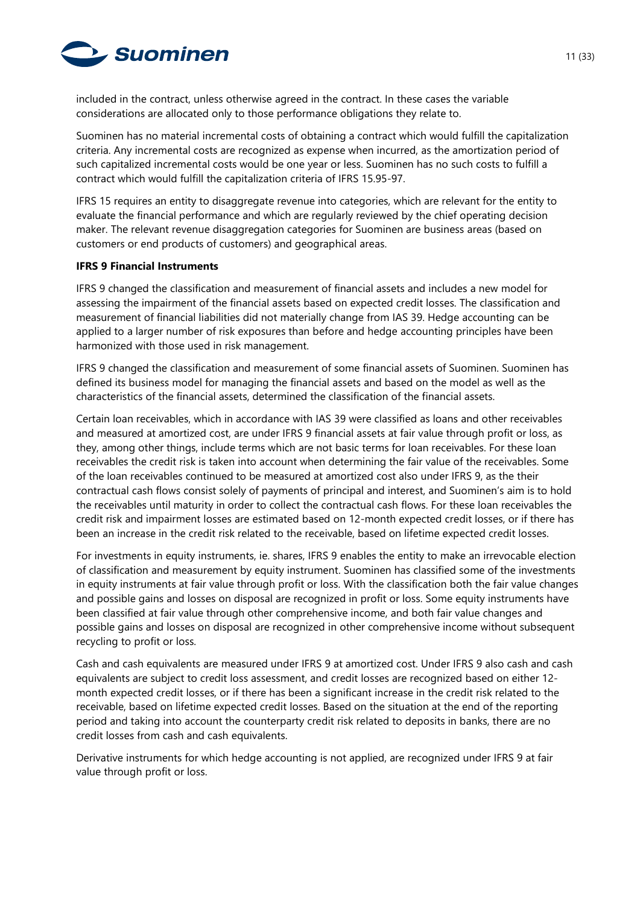included in the contract, unless otherwise agreed in the contract. In these cases the variable considerations are allocated only to those performance obligations they relate to.

Suominen has no material incremental costs of obtaining a contract which would fulfill the capitalization criteria. Any incremental costs are recognized as expense when incurred, as the amortization period of such capitalized incremental costs would be one year or less. Suominen has no such costs to fulfill a contract which would fulfill the capitalization criteria of IFRS 15.95-97.

IFRS 15 requires an entity to disaggregate revenue into categories, which are relevant for the entity to evaluate the financial performance and which are regularly reviewed by the chief operating decision maker. The relevant revenue disaggregation categories for Suominen are business areas (based on customers or end products of customers) and geographical areas.

**IFRS 9 Financial Instruments**

IFRS 9 changed the classification and measurement of financial assets and includes a new model for assessing the impairment of the financial assets based on expected credit losses. The classification and measurement of financial liabilities did not materially change from IAS 39. Hedge accounting can be applied to a larger number of risk exposures than before and hedge accounting principles have been harmonized with those used in risk management.

IFRS 9 changed the classification and measurement of some financial assets of Suominen. Suominen has defined its business model for managing the financial assets and based on the model as well as the characteristics of the financial assets, determined the classification of the financial assets.

Certain loan receivables, which in accordance with IAS 39 were classified as loans and other receivables and measured at amortized cost, are under IFRS 9 financial assets at fair value through profit or loss, as they, among other things, include terms which are not basic terms for loan receivables. For these loan receivables the credit risk is taken into account when determining the fair value of the receivables. Some of the loan receivables continued to be measured at amortized cost also under IFRS 9, as the their contractual cash flows consist solely of payments of principal and interest, and Suominen's aim is to hold the receivables until maturity in order to collect the contractual cash flows. For these loan receivables the credit risk and impairment losses are estimated based on 12-month expected credit losses, or if there has been an increase in the credit risk related to the receivable, based on lifetime expected credit losses.

For investments in equity instruments, ie. shares, IFRS 9 enables the entity to make an irrevocable election of classification and measurement by equity instrument. Suominen has classified some of the investments in equity instruments at fair value through profit or loss. With the classification both the fair value changes and possible gains and losses on disposal are recognized in profit or loss. Some equity instruments have been classified at fair value through other comprehensive income, and both fair value changes and possible gains and losses on disposal are recognized in other comprehensive income without subsequent recycling to profit or loss.

Cash and cash equivalents are measured under IFRS 9 at amortized cost. Under IFRS 9 also cash and cash equivalents are subject to credit loss assessment, and credit losses are recognized based on either 12-month expected credit losses, or if there has been a significant increase in the credit risk related to the receivable, based on lifetime expected credit losses. Based on the situation at the end of the reporting period and taking into account the counterparty credit risk related to deposits in banks, there are no credit losses from cash and cash equivalents.

Derivative instruments for which hedge accounting is not applied, are recognized under IFRS 9 at fair value through profit or loss.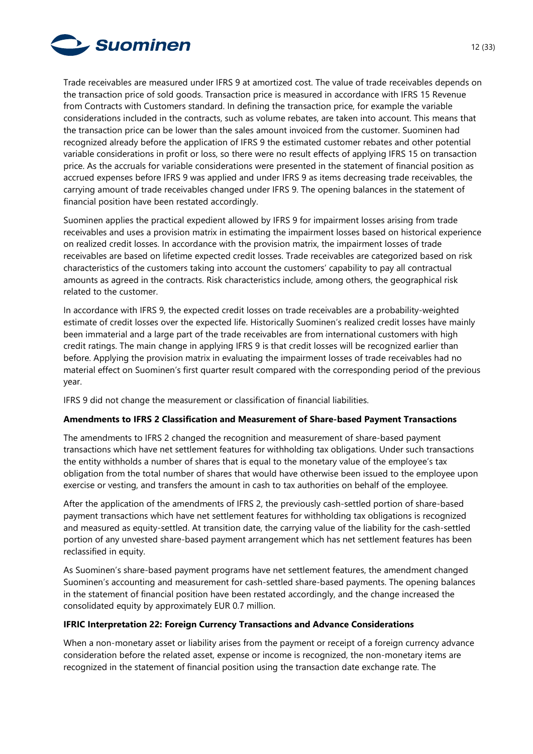Trade receivables are measured under IFRS 9 at amortized cost. The value of trade receivables depends on the transaction price of sold goods. Transaction price is measured in accordance with IFRS 15 Revenue from Contracts with Customers standard. In defining the transaction price, for example the variable considerations included in the contracts, such as volume rebates, are taken into account. This means that the transaction price can be lower than the sales amount invoiced from the customer. Suominen had recognized already before the application of IFRS 9 the estimated customer rebates and other potential variable considerations in profit or loss, so there were no result effects of applying IFRS 15 on transaction price. As the accruals for variable considerations were presented in the statement of financial position as accrued expenses before IFRS 9 was applied and under IFRS 9 as items decreasing trade receivables, the carrying amount of trade receivables changed under IFRS 9. The opening balances in the statement of financial position have been restated accordingly.

Suominen applies the practical expedient allowed by IFRS 9 for impairment losses arising from trade receivables and uses a provision matrix in estimating the impairment losses based on historical experience on realized credit losses. In accordance with the provision matrix, the impairment losses of trade receivables are based on lifetime expected credit losses. Trade receivables are categorized based on risk characteristics of the customers taking into account the customers' capability to pay all contractual amounts as agreed in the contracts. Risk characteristics include, among others, the geographical risk related to the customer.

In accordance with IFRS 9, the expected credit losses on trade receivables are a probability-weighted estimate of credit losses over the expected life. Historically Suominen's realized credit losses have mainly been immaterial and a large part of the trade receivables are from international customers with high credit ratings. The main change in applying IFRS 9 is that credit losses will be recognized earlier than before. Applying the provision matrix in evaluating the impairment losses of trade receivables had no material effect on Suominen's first quarter result compared with the corresponding period of the previous year.

IFRS 9 did not change the measurement or classification of financial liabilities.

**Amendments to IFRS 2 Classification and Measurement of Share-based Payment Transactions**

The amendments to IFRS 2 changed the recognition and measurement of share-based payment transactions which have net settlement features for withholding tax obligations. Under such transactions the entity withholds a number of shares that is equal to the monetary value of the employee's tax obligation from the total number of shares that would have otherwise been issued to the employee upon exercise or vesting, and transfers the amount in cash to tax authorities on behalf of the employee.

After the application of the amendments of IFRS 2, the previously cash-settled portion of share-based payment transactions which have net settlement features for withholding tax obligations is recognized and measured as equity-settled. At transition date, the carrying value of the liability for the cash-settled portion of any unvested share-based payment arrangement which has net settlement features has been reclassified in equity.

As Suominen's share-based payment programs have net settlement features, the amendment changed Suominen's accounting and measurement for cash-settled share-based payments. The opening balances in the statement of financial position have been restated accordingly, and the change increased the consolidated equity by approximately EUR 0.7 million.

**IFRIC Interpretation 22: Foreign Currency Transactions and Advance Considerations**

When a non-monetary asset or liability arises from the payment or receipt of a foreign currency advance consideration before the related asset, expense or income is recognized, the non-monetary items are recognized in the statement of financial position using the transaction date exchange rate. The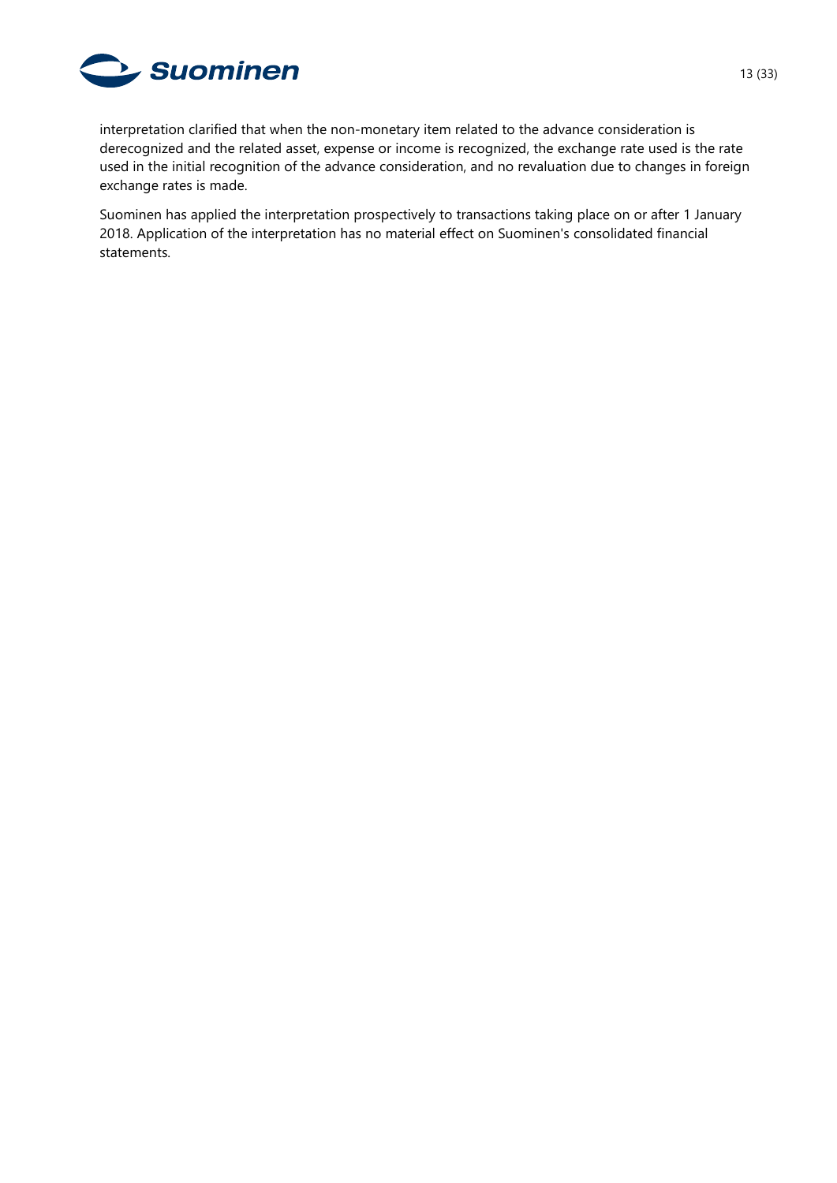interpretation clarified that when the non-monetary item related to the advance consideration is derecognized and the related asset, expense or income is recognized, the exchange rate used is the rate used in the initial recognition of the advance consideration, and no revaluation due to changes in foreign exchange rates is made.

Suominen has applied the interpretation prospectively to transactions taking place on or after 1 January 2018. Application of the interpretation has no material effect on Suominen's consolidated financial statements.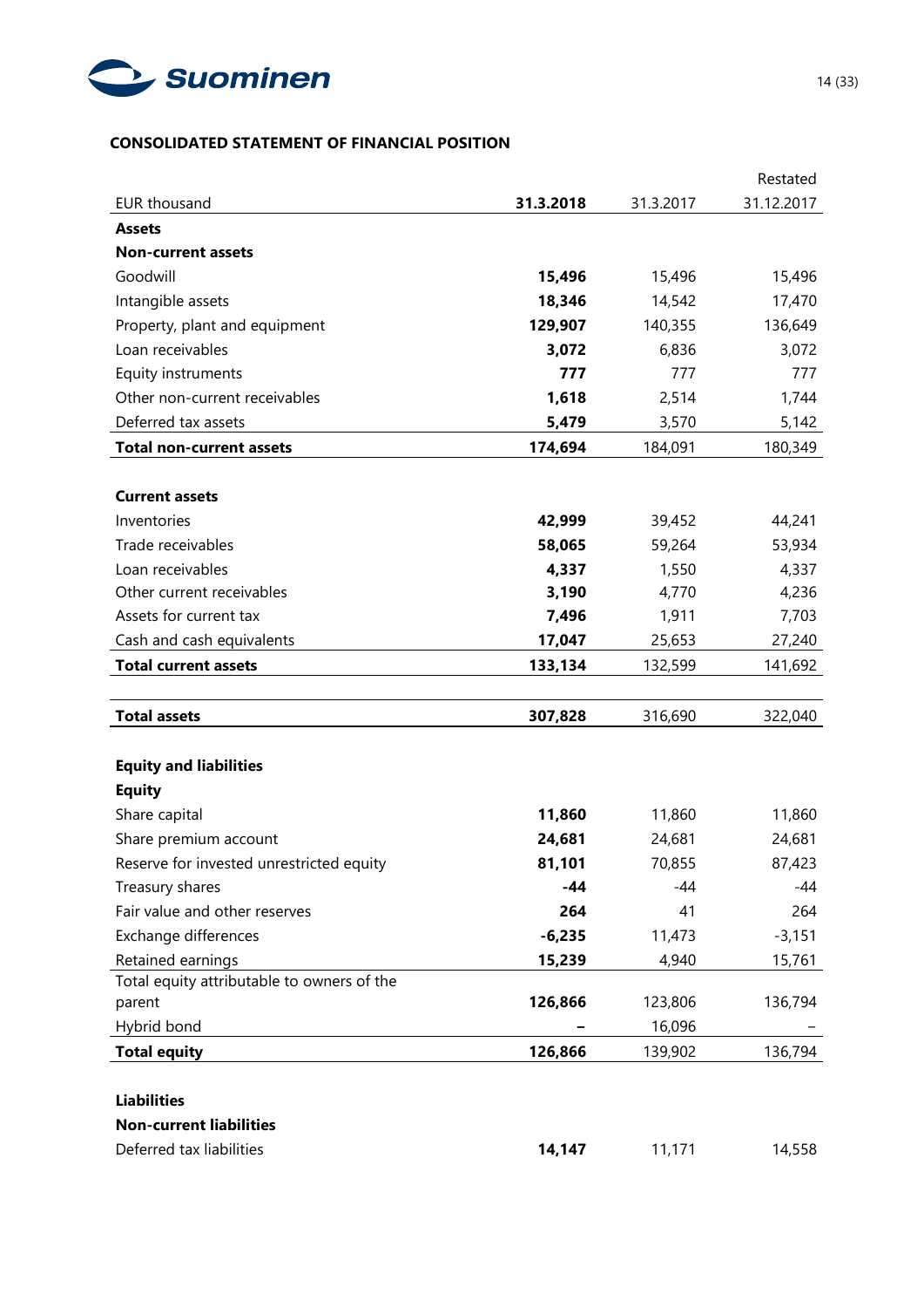**CONSOLIDATED STATEMENT OF FINANCIAL POSITION**

| EUR thousand | **31.3.2018** | 31.3.2017 | Restated 31.12.2017 |
|---|---|---|---|
| **Assets** | | | |
| **Non-current assets** | | | |
| Goodwill | **15,496** | 15,496 | 15,496 |
| Intangible assets | **18,346** | 14,542 | 17,470 |
| Property, plant and equipment | **129,907** | 140,355 | 136,649 |
| Loan receivables | **3,072** | 6,836 | 3,072 |
| Equity instruments | **777** | 777 | 777 |
| Other non-current receivables | **1,618** | 2,514 | 1,744 |
| Deferred tax assets | **5,479** | 3,570 | 5,142 |
| **Total non-current assets** | **174,694** | 184,091 | 180,349 |
| | | | |
| **Current assets** | | | |
| Inventories | **42,999** | 39,452 | 44,241 |
| Trade receivables | **58,065** | 59,264 | 53,934 |
| Loan receivables | **4,337** | 1,550 | 4,337 |
| Other current receivables | **3,190** | 4,770 | 4,236 |
| Assets for current tax | **7,496** | 1,911 | 7,703 |
| Cash and cash equivalents | **17,047** | 25,653 | 27,240 |
| **Total current assets** | **133,134** | 132,599 | 141,692 |
| | | | |
| **Total assets** | **307,828** | 316,690 | 322,040 |
| | | | |
| **Equity and liabilities** | | | |
| **Equity** | | | |
| Share capital | **11,860** | 11,860 | 11,860 |
| Share premium account | **24,681** | 24,681 | 24,681 |
| Reserve for invested unrestricted equity | **81,101** | 70,855 | 87,423 |
| Treasury shares | **-44** | -44 | -44 |
| Fair value and other reserves | **264** | 41 | 264 |
| Exchange differences | **-6,235** | 11,473 | -3,151 |
| Retained earnings | **15,239** | 4,940 | 15,761 |
| Total equity attributable to owners of the parent | **126,866** | 123,806 | 136,794 |
| Hybrid bond | **–** | 16,096 | – |
| **Total equity** | **126,866** | 139,902 | 136,794 |
| | | | |
| **Liabilities** | | | |
| **Non-current liabilities** | | | |
| Deferred tax liabilities | **14,147** | 11,171 | 14,558 |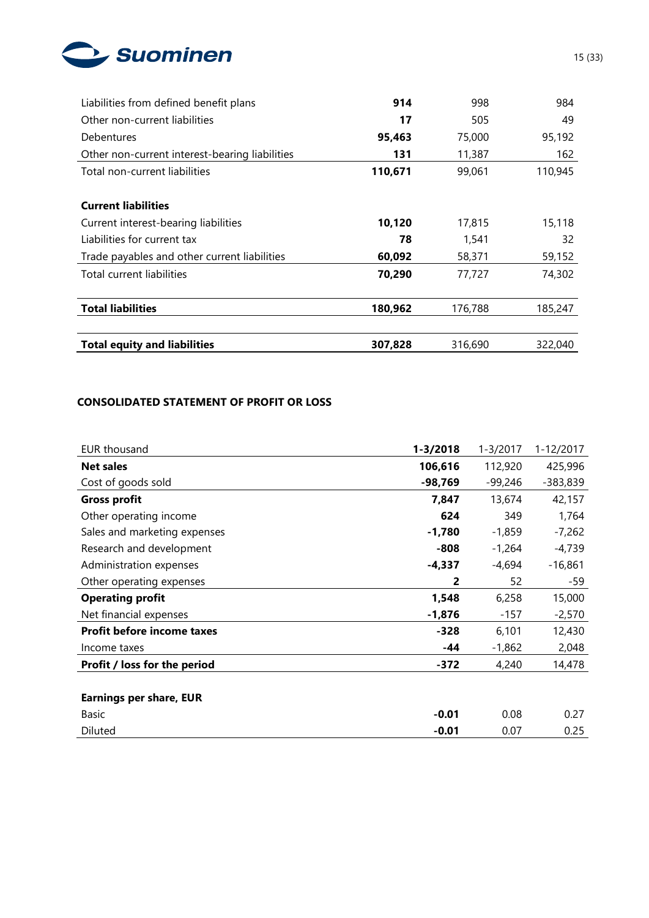| | | | |
|---|---|---|---|
| Liabilities from defined benefit plans | **914** | 998 | 984 |
| Other non-current liabilities | **17** | 505 | 49 |
| Debentures | **95,463** | 75,000 | 95,192 |
| Other non-current interest-bearing liabilities | **131** | 11,387 | 162 |
| Total non-current liabilities | **110,671** | 99,061 | 110,945 |
| | | | |
| **Current liabilities** | | | |
| Current interest-bearing liabilities | **10,120** | 17,815 | 15,118 |
| Liabilities for current tax | **78** | 1,541 | 32 |
| Trade payables and other current liabilities | **60,092** | 58,371 | 59,152 |
| Total current liabilities | **70,290** | 77,727 | 74,302 |
| | | | |
| **Total liabilities** | **180,962** | 176,788 | 185,247 |
| | | | |
| **Total equity and liabilities** | **307,828** | 316,690 | 322,040 |

**CONSOLIDATED STATEMENT OF PROFIT OR LOSS**

| EUR thousand | **1-3/2018** | 1-3/2017 | 1-12/2017 |
|---|---|---|---|
| **Net sales** | **106,616** | 112,920 | 425,996 |
| Cost of goods sold | **-98,769** | -99,246 | -383,839 |
| **Gross profit** | **7,847** | 13,674 | 42,157 |
| Other operating income | **624** | 349 | 1,764 |
| Sales and marketing expenses | **-1,780** | -1,859 | -7,262 |
| Research and development | **-808** | -1,264 | -4,739 |
| Administration expenses | **-4,337** | -4,694 | -16,861 |
| Other operating expenses | **2** | 52 | -59 |
| **Operating profit** | **1,548** | 6,258 | 15,000 |
| Net financial expenses | **-1,876** | -157 | -2,570 |
| **Profit before income taxes** | **-328** | 6,101 | 12,430 |
| Income taxes | **-44** | -1,862 | 2,048 |
| **Profit / loss for the period** | **-372** | 4,240 | 14,478 |
| | | | |
| **Earnings per share, EUR** | | | |
| Basic | **-0.01** | 0.08 | 0.27 |
| Diluted | **-0.01** | 0.07 | 0.25 |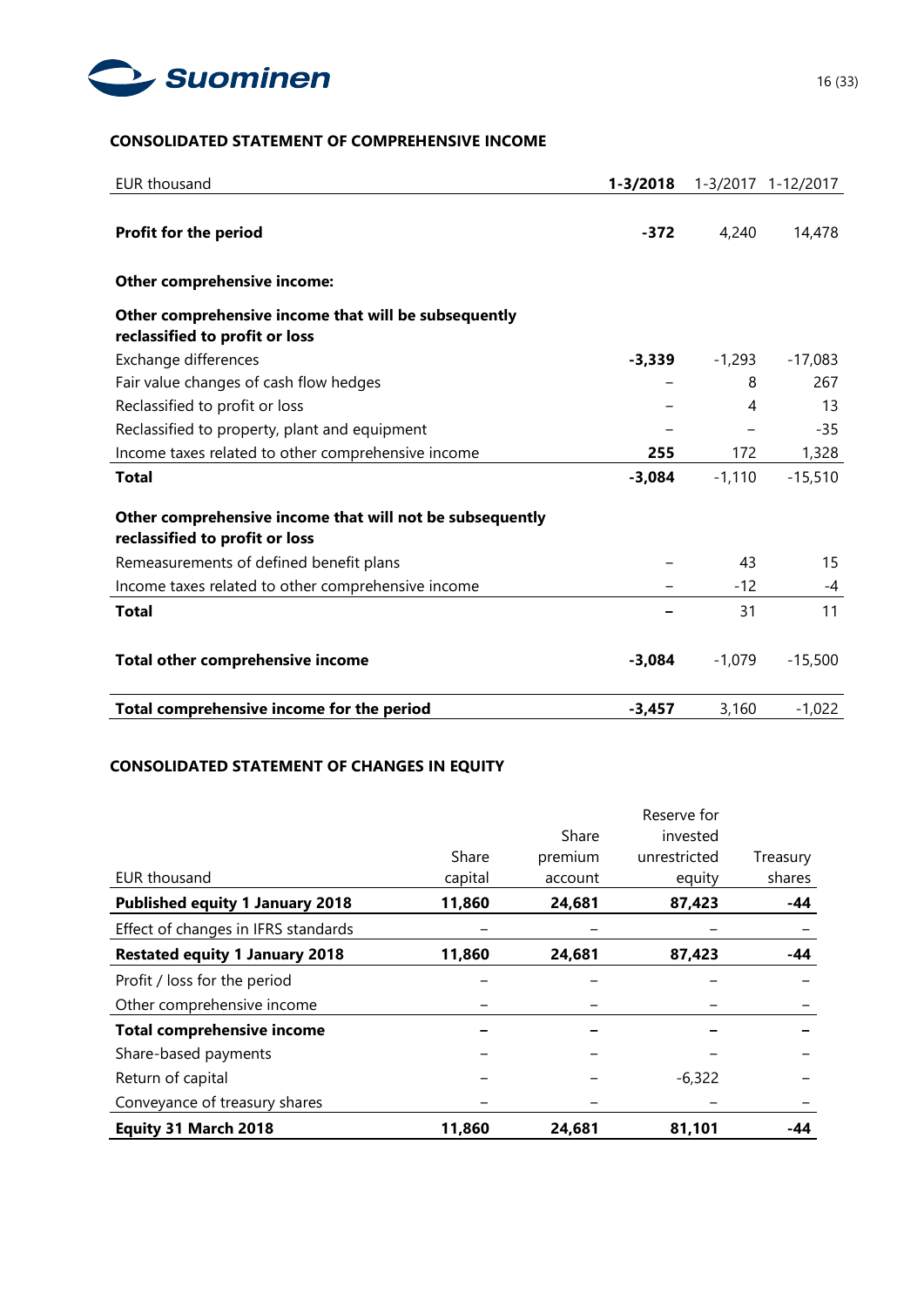## CONSOLIDATED STATEMENT OF COMPREHENSIVE INCOME

| EUR thousand | **1-3/2018** | 1-3/2017 | 1-12/2017 |
|---|---|---|---|
| **Profit for the period** | **-372** | 4,240 | 14,478 |
| **Other comprehensive income:** | | | |
| **Other comprehensive income that will be subsequently reclassified to profit or loss** | | | |
| Exchange differences | **-3,339** | -1,293 | -17,083 |
| Fair value changes of cash flow hedges | – | 8 | 267 |
| Reclassified to profit or loss | – | 4 | 13 |
| Reclassified to property, plant and equipment | – | – | -35 |
| Income taxes related to other comprehensive income | **255** | 172 | 1,328 |
| **Total** | **-3,084** | -1,110 | -15,510 |
| **Other comprehensive income that will not be subsequently reclassified to profit or loss** | | | |
| Remeasurements of defined benefit plans | – | 43 | 15 |
| Income taxes related to other comprehensive income | – | -12 | -4 |
| **Total** | **–** | 31 | 11 |
| **Total other comprehensive income** | **-3,084** | -1,079 | -15,500 |
| **Total comprehensive income for the period** | **-3,457** | 3,160 | -1,022 |

## CONSOLIDATED STATEMENT OF CHANGES IN EQUITY

| EUR thousand | Share capital | Share premium account | Reserve for invested unrestricted equity | Treasury shares |
|---|---|---|---|---|
| **Published equity 1 January 2018** | **11,860** | **24,681** | **87,423** | **-44** |
| Effect of changes in IFRS standards | – | – | – | – |
| **Restated equity 1 January 2018** | **11,860** | **24,681** | **87,423** | **-44** |
| Profit / loss for the period | – | – | – | – |
| Other comprehensive income | – | – | – | – |
| **Total comprehensive income** | **–** | **–** | **–** | **–** |
| Share-based payments | – | – | – | – |
| Return of capital | – | – | -6,322 | – |
| Conveyance of treasury shares | – | – | – | – |
| **Equity 31 March 2018** | **11,860** | **24,681** | **81,101** | **-44** |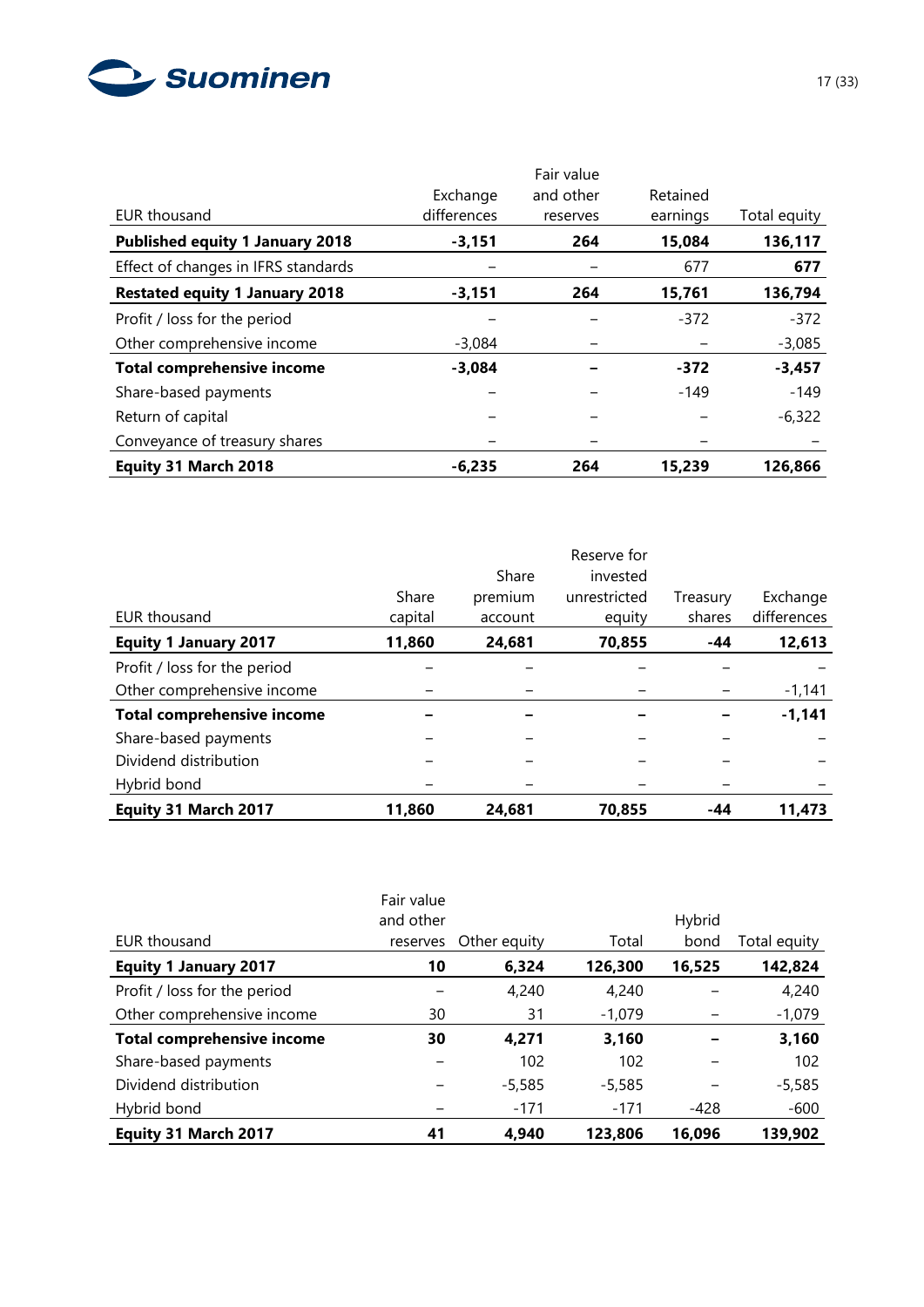| EUR thousand | Exchange differences | Fair value and other reserves | Retained earnings | Total equity |
|---|---|---|---|---|
| **Published equity 1 January 2018** | **-3,151** | **264** | **15,084** | **136,117** |
| Effect of changes in IFRS standards | – | – | 677 | **677** |
| **Restated equity 1 January 2018** | **-3,151** | **264** | **15,761** | **136,794** |
| Profit / loss for the period | – | – | -372 | -372 |
| Other comprehensive income | -3,084 | – | – | -3,085 |
| **Total comprehensive income** | **-3,084** | **–** | **-372** | **-3,457** |
| Share-based payments | – | – | -149 | -149 |
| Return of capital | – | – | – | -6,322 |
| Conveyance of treasury shares | – | – | – | – |
| **Equity 31 March 2018** | **-6,235** | **264** | **15,239** | **126,866** |

| EUR thousand | Share capital | Share premium account | Reserve for invested unrestricted equity | Treasury shares | Exchange differences |
|---|---|---|---|---|---|
| **Equity 1 January 2017** | **11,860** | **24,681** | **70,855** | **-44** | **12,613** |
| Profit / loss for the period | – | – | – | – | – |
| Other comprehensive income | – | – | – | – | -1,141 |
| **Total comprehensive income** | **–** | **–** | **–** | **–** | **-1,141** |
| Share-based payments | – | – | – | – | – |
| Dividend distribution | – | – | – | – | – |
| Hybrid bond | – | – | – | – | – |
| **Equity 31 March 2017** | **11,860** | **24,681** | **70,855** | **-44** | **11,473** |

| EUR thousand | Fair value and other reserves | Other equity | Total | Hybrid bond | Total equity |
|---|---|---|---|---|---|
| **Equity 1 January 2017** | **10** | **6,324** | **126,300** | **16,525** | **142,824** |
| Profit / loss for the period | – | 4,240 | 4,240 | – | 4,240 |
| Other comprehensive income | 30 | 31 | -1,079 | – | -1,079 |
| **Total comprehensive income** | **30** | **4,271** | **3,160** | **–** | **3,160** |
| Share-based payments | – | 102 | 102 | – | 102 |
| Dividend distribution | – | -5,585 | -5,585 | – | -5,585 |
| Hybrid bond | – | -171 | -171 | -428 | -600 |
| **Equity 31 March 2017** | **41** | **4,940** | **123,806** | **16,096** | **139,902** |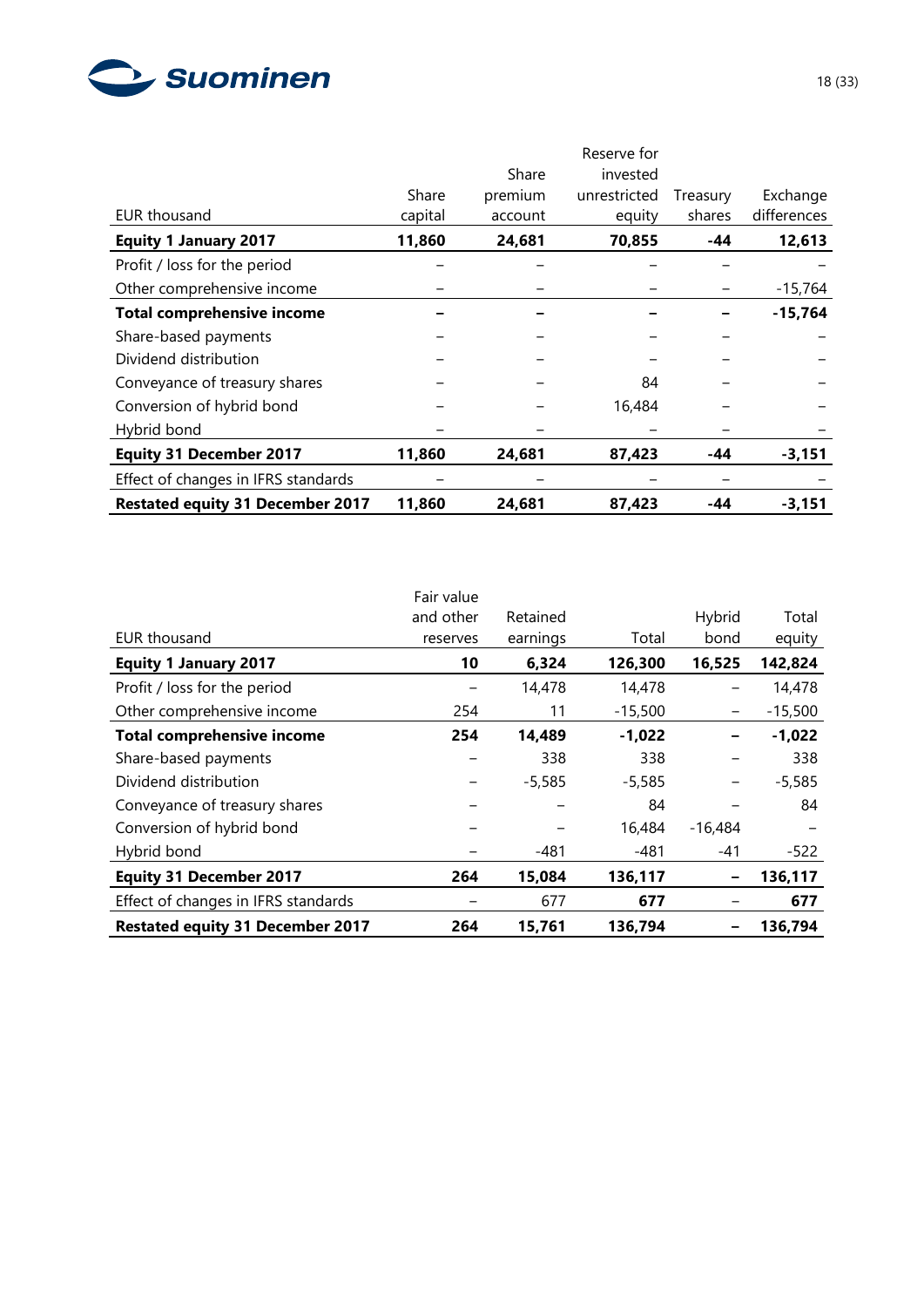| EUR thousand | Share capital | Share premium account | Reserve for invested unrestricted equity | Treasury shares | Exchange differences |
|---|---|---|---|---|---|
| **Equity 1 January 2017** | **11,860** | **24,681** | **70,855** | **-44** | **12,613** |
| Profit / loss for the period | – | – | – | – | – |
| Other comprehensive income | – | – | – | – | -15,764 |
| **Total comprehensive income** | **–** | **–** | **–** | **–** | **-15,764** |
| Share-based payments | – | – | – | – | – |
| Dividend distribution | – | – | – | – | – |
| Conveyance of treasury shares | – | – | 84 | – | – |
| Conversion of hybrid bond | – | – | 16,484 | – | – |
| Hybrid bond | – | – | – | – | – |
| **Equity 31 December 2017** | **11,860** | **24,681** | **87,423** | **-44** | **-3,151** |
| Effect of changes in IFRS standards | – | – | – | – | – |
| **Restated equity 31 December 2017** | **11,860** | **24,681** | **87,423** | **-44** | **-3,151** |

| EUR thousand | Fair value and other reserves | Retained earnings | Total | Hybrid bond | Total equity |
|---|---|---|---|---|---|
| **Equity 1 January 2017** | **10** | **6,324** | **126,300** | **16,525** | **142,824** |
| Profit / loss for the period | – | 14,478 | 14,478 | – | 14,478 |
| Other comprehensive income | 254 | 11 | -15,500 | – | -15,500 |
| **Total comprehensive income** | **254** | **14,489** | **-1,022** | **–** | **-1,022** |
| Share-based payments | – | 338 | 338 | – | 338 |
| Dividend distribution | – | -5,585 | -5,585 | – | -5,585 |
| Conveyance of treasury shares | – | – | 84 | – | 84 |
| Conversion of hybrid bond | – | – | 16,484 | -16,484 | – |
| Hybrid bond | – | -481 | -481 | -41 | -522 |
| **Equity 31 December 2017** | **264** | **15,084** | **136,117** | **–** | **136,117** |
| Effect of changes in IFRS standards | – | 677 | **677** | – | **677** |
| **Restated equity 31 December 2017** | **264** | **15,761** | **136,794** | **–** | **136,794** |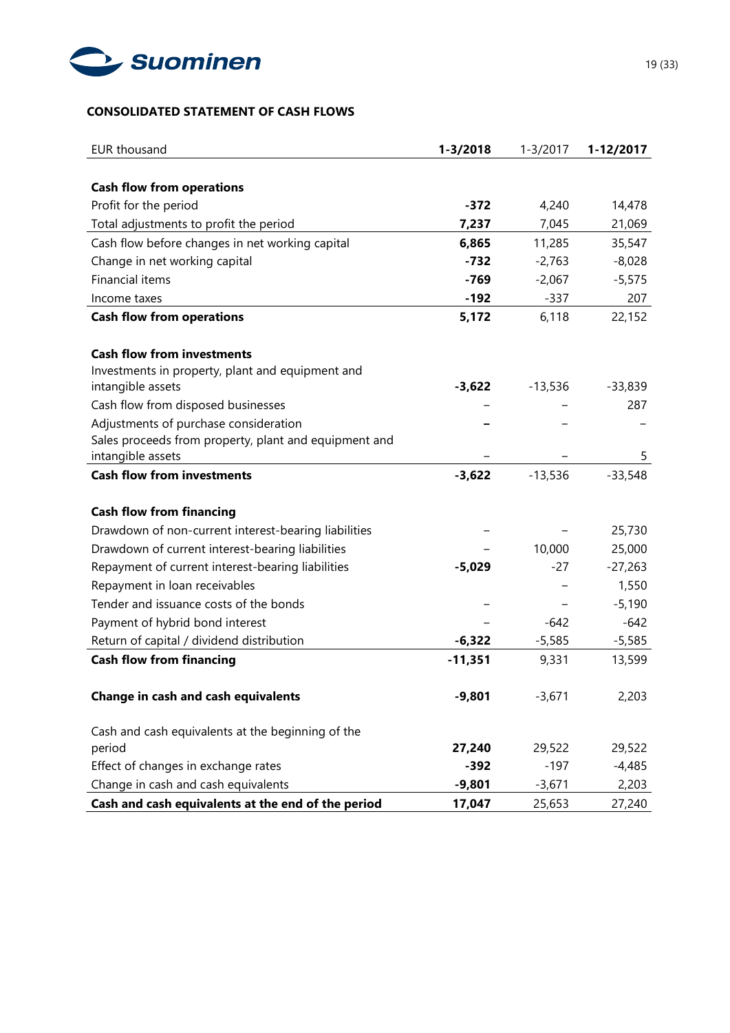**CONSOLIDATED STATEMENT OF CASH FLOWS**

| EUR thousand | **1-3/2018** | 1-3/2017 | **1-12/2017** |
|---|---|---|---|
| **Cash flow from operations** | | | |
| Profit for the period | **-372** | 4,240 | 14,478 |
| Total adjustments to profit the period | **7,237** | 7,045 | 21,069 |
| Cash flow before changes in net working capital | **6,865** | 11,285 | 35,547 |
| Change in net working capital | **-732** | -2,763 | -8,028 |
| Financial items | **-769** | -2,067 | -5,575 |
| Income taxes | **-192** | -337 | 207 |
| **Cash flow from operations** | **5,172** | 6,118 | 22,152 |
| | | | |
| **Cash flow from investments** | | | |
| Investments in property, plant and equipment and intangible assets | **-3,622** | -13,536 | -33,839 |
| Cash flow from disposed businesses | – | – | 287 |
| Adjustments of purchase consideration | **–** | – | – |
| Sales proceeds from property, plant and equipment and intangible assets | – | – | 5 |
| **Cash flow from investments** | **-3,622** | -13,536 | -33,548 |
| | | | |
| **Cash flow from financing** | | | |
| Drawdown of non-current interest-bearing liabilities | – | – | 25,730 |
| Drawdown of current interest-bearing liabilities | – | 10,000 | 25,000 |
| Repayment of current interest-bearing liabilities | **-5,029** | -27 | -27,263 |
| Repayment in loan receivables | | – | 1,550 |
| Tender and issuance costs of the bonds | – | – | -5,190 |
| Payment of hybrid bond interest | – | -642 | -642 |
| Return of capital / dividend distribution | **-6,322** | -5,585 | -5,585 |
| **Cash flow from financing** | **-11,351** | 9,331 | 13,599 |
| | | | |
| **Change in cash and cash equivalents** | **-9,801** | -3,671 | 2,203 |
| | | | |
| Cash and cash equivalents at the beginning of the period | **27,240** | 29,522 | 29,522 |
| Effect of changes in exchange rates | **-392** | -197 | -4,485 |
| Change in cash and cash equivalents | **-9,801** | -3,671 | 2,203 |
| **Cash and cash equivalents at the end of the period** | **17,047** | 25,653 | 27,240 |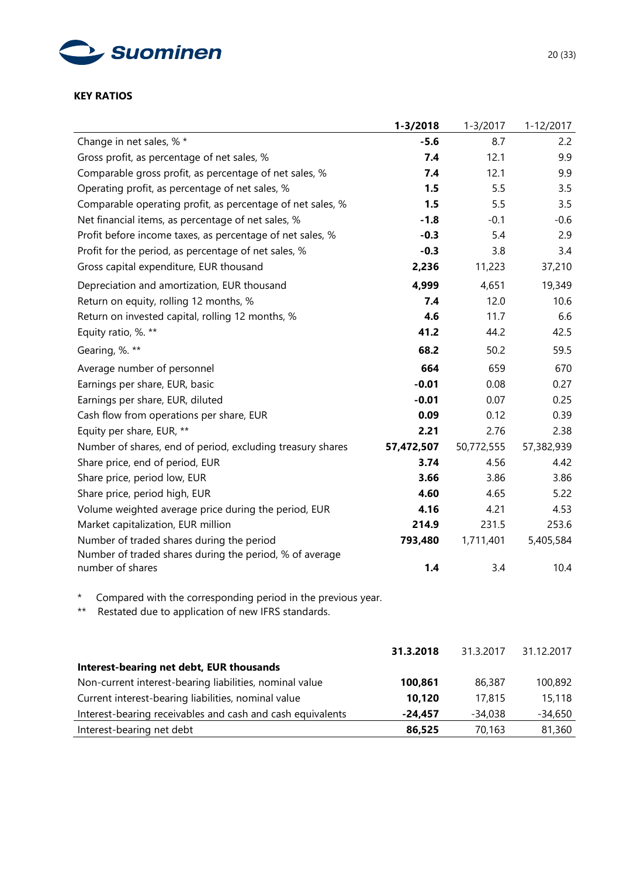## KEY RATIOS

| | **1-3/2018** | 1-3/2017 | 1-12/2017 |
|---|---|---|---|
| Change in net sales, % * | **-5.6** | 8.7 | 2.2 |
| Gross profit, as percentage of net sales, % | **7.4** | 12.1 | 9.9 |
| Comparable gross profit, as percentage of net sales, % | **7.4** | 12.1 | 9.9 |
| Operating profit, as percentage of net sales, % | **1.5** | 5.5 | 3.5 |
| Comparable operating profit, as percentage of net sales, % | **1.5** | 5.5 | 3.5 |
| Net financial items, as percentage of net sales, % | **-1.8** | -0.1 | -0.6 |
| Profit before income taxes, as percentage of net sales, % | **-0.3** | 5.4 | 2.9 |
| Profit for the period, as percentage of net sales, % | **-0.3** | 3.8 | 3.4 |
| Gross capital expenditure, EUR thousand | **2,236** | 11,223 | 37,210 |
| Depreciation and amortization, EUR thousand | **4,999** | 4,651 | 19,349 |
| Return on equity, rolling 12 months, % | **7.4** | 12.0 | 10.6 |
| Return on invested capital, rolling 12 months, % | **4.6** | 11.7 | 6.6 |
| Equity ratio, %. ** | **41.2** | 44.2 | 42.5 |
| Gearing, %. ** | **68.2** | 50.2 | 59.5 |
| Average number of personnel | **664** | 659 | 670 |
| Earnings per share, EUR, basic | **-0.01** | 0.08 | 0.27 |
| Earnings per share, EUR, diluted | **-0.01** | 0.07 | 0.25 |
| Cash flow from operations per share, EUR | **0.09** | 0.12 | 0.39 |
| Equity per share, EUR, ** | **2.21** | 2.76 | 2.38 |
| Number of shares, end of period, excluding treasury shares | **57,472,507** | 50,772,555 | 57,382,939 |
| Share price, end of period, EUR | **3.74** | 4.56 | 4.42 |
| Share price, period low, EUR | **3.66** | 3.86 | 3.86 |
| Share price, period high, EUR | **4.60** | 4.65 | 5.22 |
| Volume weighted average price during the period, EUR | **4.16** | 4.21 | 4.53 |
| Market capitalization, EUR million | **214.9** | 231.5 | 253.6 |
| Number of traded shares during the period | **793,480** | 1,711,401 | 5,405,584 |
| Number of traded shares during the period, % of average number of shares | **1.4** | 3.4 | 10.4 |

\* Compared with the corresponding period in the previous year.
\*\* Restated due to application of new IFRS standards.

| | **31.3.2018** | 31.3.2017 | 31.12.2017 |
|---|---|---|---|
| **Interest-bearing net debt, EUR thousands** | | | |
| Non-current interest-bearing liabilities, nominal value | **100,861** | 86,387 | 100,892 |
| Current interest-bearing liabilities, nominal value | **10,120** | 17,815 | 15,118 |
| Interest-bearing receivables and cash and cash equivalents | **-24,457** | -34,038 | -34,650 |
| Interest-bearing net debt | **86,525** | 70,163 | 81,360 |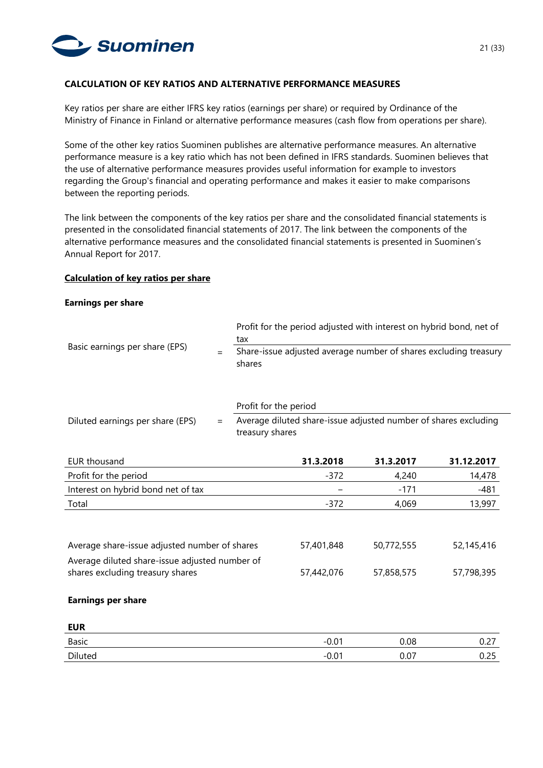## CALCULATION OF KEY RATIOS AND ALTERNATIVE PERFORMANCE MEASURES

Key ratios per share are either IFRS key ratios (earnings per share) or required by Ordinance of the Ministry of Finance in Finland or alternative performance measures (cash flow from operations per share).

Some of the other key ratios Suominen publishes are alternative performance measures. An alternative performance measure is a key ratio which has not been defined in IFRS standards. Suominen believes that the use of alternative performance measures provides useful information for example to investors regarding the Group's financial and operating performance and makes it easier to make comparisons between the reporting periods.

The link between the components of the key ratios per share and the consolidated financial statements is presented in the consolidated financial statements of 2017. The link between the components of the alternative performance measures and the consolidated financial statements is presented in Suominen's Annual Report for 2017.

### Calculation of key ratios per share

**Earnings per share**

$$\text{Basic earnings per share (EPS)} = \frac{\text{Profit for the period adjusted with interest on hybrid bond, net of tax}}{\text{Share-issue adjusted average number of shares excluding treasury shares}}$$

$$\text{Diluted earnings per share (EPS)} = \frac{\text{Profit for the period}}{\text{Average diluted share-issue adjusted number of shares excluding treasury shares}}$$

| EUR thousand | 31.3.2018 | 31.3.2017 | 31.12.2017 |
|---|---|---|---|
| Profit for the period | -372 | 4,240 | 14,478 |
| Interest on hybrid bond net of tax | – | -171 | -481 |
| Total | -372 | 4,069 | 13,997 |
| | | | |
| Average share-issue adjusted number of shares | 57,401,848 | 50,772,555 | 52,145,416 |
| Average diluted share-issue adjusted number of shares excluding treasury shares | 57,442,076 | 57,858,575 | 57,798,395 |

**Earnings per share**

| EUR | | | |
|---|---|---|---|
| Basic | -0.01 | 0.08 | 0.27 |
| Diluted | -0.01 | 0.07 | 0.25 |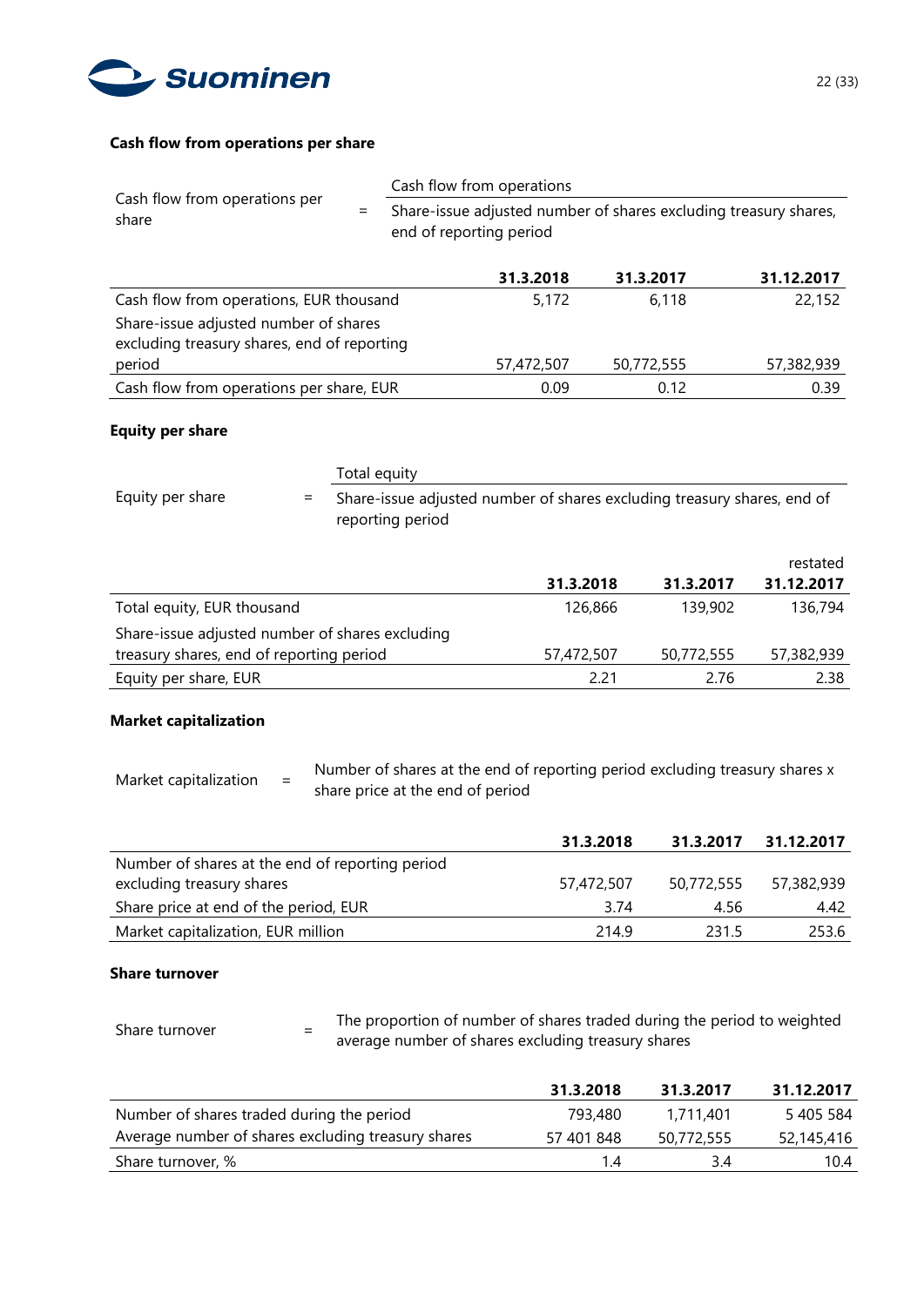### Cash flow from operations per share

$$\text{Cash flow from operations per share} = \frac{\text{Cash flow from operations}}{\text{Share-issue adjusted number of shares excluding treasury shares, end of reporting period}}$$

| | 31.3.2018 | 31.3.2017 | 31.12.2017 |
|---|---|---|---|
| Cash flow from operations, EUR thousand | 5,172 | 6,118 | 22,152 |
| Share-issue adjusted number of shares excluding treasury shares, end of reporting period | 57,472,507 | 50,772,555 | 57,382,939 |
| Cash flow from operations per share, EUR | 0.09 | 0.12 | 0.39 |

### Equity per share

$$\text{Equity per share} = \frac{\text{Total equity}}{\text{Share-issue adjusted number of shares excluding treasury shares, end of reporting period}}$$

| | 31.3.2018 | 31.3.2017 | restated 31.12.2017 |
|---|---|---|---|
| Total equity, EUR thousand | 126,866 | 139,902 | 136,794 |
| Share-issue adjusted number of shares excluding treasury shares, end of reporting period | 57,472,507 | 50,772,555 | 57,382,939 |
| Equity per share, EUR | 2.21 | 2.76 | 2.38 |

### Market capitalization

Market capitalization = Number of shares at the end of reporting period excluding treasury shares x share price at the end of period

| | 31.3.2018 | 31.3.2017 | 31.12.2017 |
|---|---|---|---|
| Number of shares at the end of reporting period excluding treasury shares | 57,472,507 | 50,772,555 | 57,382,939 |
| Share price at end of the period, EUR | 3.74 | 4.56 | 4.42 |
| Market capitalization, EUR million | 214.9 | 231.5 | 253.6 |

### Share turnover

Share turnover = The proportion of number of shares traded during the period to weighted average number of shares excluding treasury shares

| | 31.3.2018 | 31.3.2017 | 31.12.2017 |
|---|---|---|---|
| Number of shares traded during the period | 793,480 | 1,711,401 | 5 405 584 |
| Average number of shares excluding treasury shares | 57 401 848 | 50,772,555 | 52,145,416 |
| Share turnover, % | 1.4 | 3.4 | 10.4 |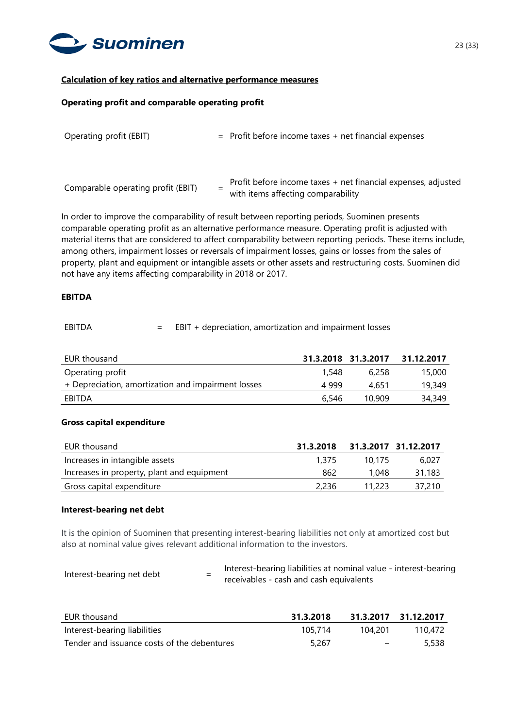## Calculation of key ratios and alternative performance measures

### Operating profit and comparable operating profit

| | | |
|---|---|---|
| Operating profit (EBIT) | = | Profit before income taxes + net financial expenses |
| Comparable operating profit (EBIT) | = | Profit before income taxes + net financial expenses, adjusted with items affecting comparability |

In order to improve the comparability of result between reporting periods, Suominen presents comparable operating profit as an alternative performance measure. Operating profit is adjusted with material items that are considered to affect comparability between reporting periods. These items include, among others, impairment losses or reversals of impairment losses, gains or losses from the sales of property, plant and equipment or intangible assets or other assets and restructuring costs. Suominen did not have any items affecting comparability in 2018 or 2017.

### EBITDA

| | | |
|---|---|---|
| EBITDA | = | EBIT + depreciation, amortization and impairment losses |

| EUR thousand | 31.3.2018 | 31.3.2017 | 31.12.2017 |
|---|---|---|---|
| Operating profit | 1,548 | 6,258 | 15,000 |
| + Depreciation, amortization and impairment losses | 4 999 | 4,651 | 19,349 |
| EBITDA | 6,546 | 10,909 | 34,349 |

### Gross capital expenditure

| EUR thousand | 31.3.2018 | 31.3.2017 | 31.12.2017 |
|---|---|---|---|
| Increases in intangible assets | 1,375 | 10,175 | 6,027 |
| Increases in property, plant and equipment | 862 | 1,048 | 31,183 |
| Gross capital expenditure | 2,236 | 11,223 | 37,210 |

### Interest-bearing net debt

It is the opinion of Suominen that presenting interest-bearing liabilities not only at amortized cost but also at nominal value gives relevant additional information to the investors.

| | | |
|---|---|---|
| Interest-bearing net debt | = | Interest-bearing liabilities at nominal value - interest-bearing receivables - cash and cash equivalents |

| EUR thousand | 31.3.2018 | 31.3.2017 | 31.12.2017 |
|---|---|---|---|
| Interest-bearing liabilities | 105,714 | 104,201 | 110,472 |
| Tender and issuance costs of the debentures | 5,267 | – | 5,538 |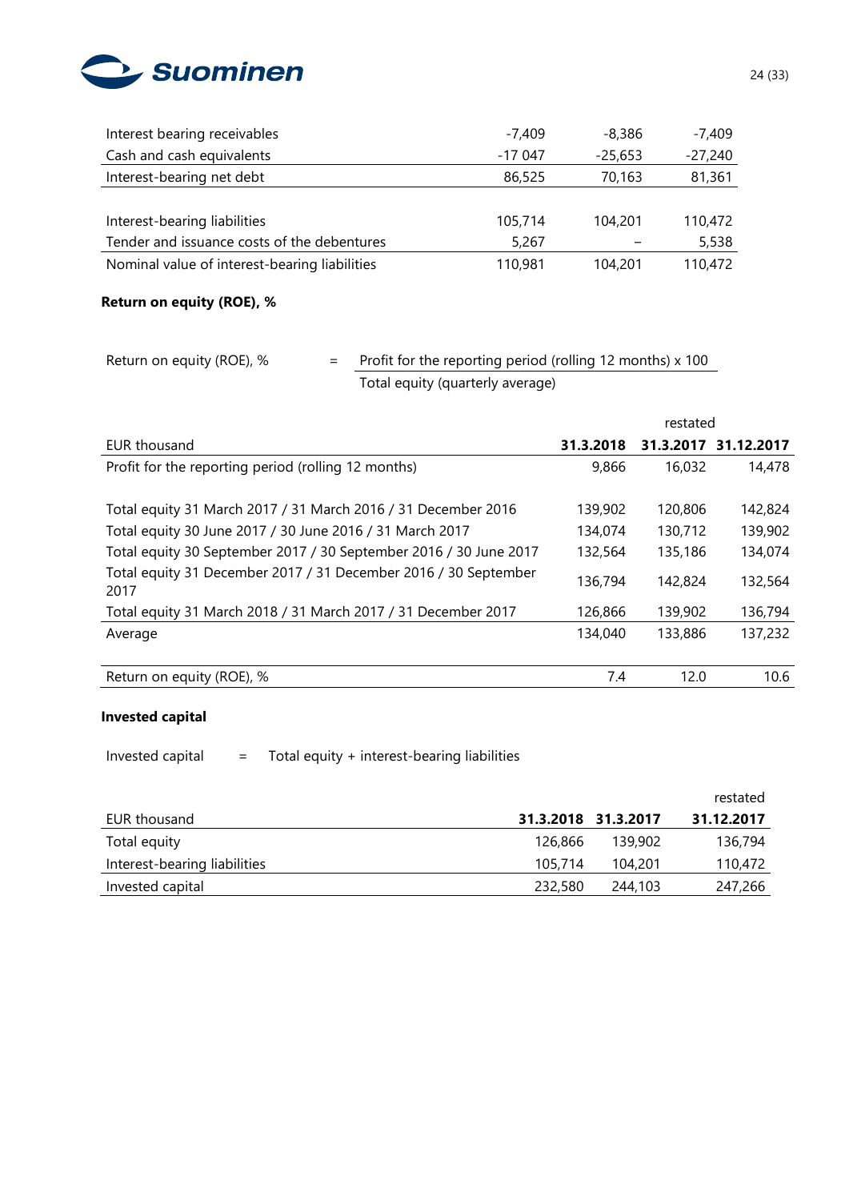| | | | |
|---|---|---|---|
| Interest bearing receivables | -7,409 | -8,386 | -7,409 |
| Cash and cash equivalents | -17 047 | -25,653 | -27,240 |
| Interest-bearing net debt | 86,525 | 70,163 | 81,361 |
| | | | |
| Interest-bearing liabilities | 105,714 | 104,201 | 110,472 |
| Tender and issuance costs of the debentures | 5,267 | – | 5,538 |
| Nominal value of interest-bearing liabilities | 110,981 | 104,201 | 110,472 |

**Return on equity (ROE), %**

Return on equity (ROE), % = Profit for the reporting period (rolling 12 months) x 100 / Total equity (quarterly average)

| | | | restated |
|---|---|---|---|
| EUR thousand | **31.3.2018** | **31.3.2017** | **31.12.2017** |
| Profit for the reporting period (rolling 12 months) | 9,866 | 16,032 | 14,478 |
| | | | |
| Total equity 31 March 2017 / 31 March 2016 / 31 December 2016 | 139,902 | 120,806 | 142,824 |
| Total equity 30 June 2017 / 30 June 2016 / 31 March 2017 | 134,074 | 130,712 | 139,902 |
| Total equity 30 September 2017 / 30 September 2016 / 30 June 2017 | 132,564 | 135,186 | 134,074 |
| Total equity 31 December 2017 / 31 December 2016 / 30 September 2017 | 136,794 | 142,824 | 132,564 |
| Total equity 31 March 2018 / 31 March 2017 / 31 December 2017 | 126,866 | 139,902 | 136,794 |
| Average | 134,040 | 133,886 | 137,232 |
| | | | |
| Return on equity (ROE), % | 7.4 | 12.0 | 10.6 |

**Invested capital**

Invested capital = Total equity + interest-bearing liabilities

| | | | restated |
|---|---|---|---|
| EUR thousand | **31.3.2018** | **31.3.2017** | **31.12.2017** |
| Total equity | 126,866 | 139,902 | 136,794 |
| Interest-bearing liabilities | 105,714 | 104,201 | 110,472 |
| Invested capital | 232,580 | 244,103 | 247,266 |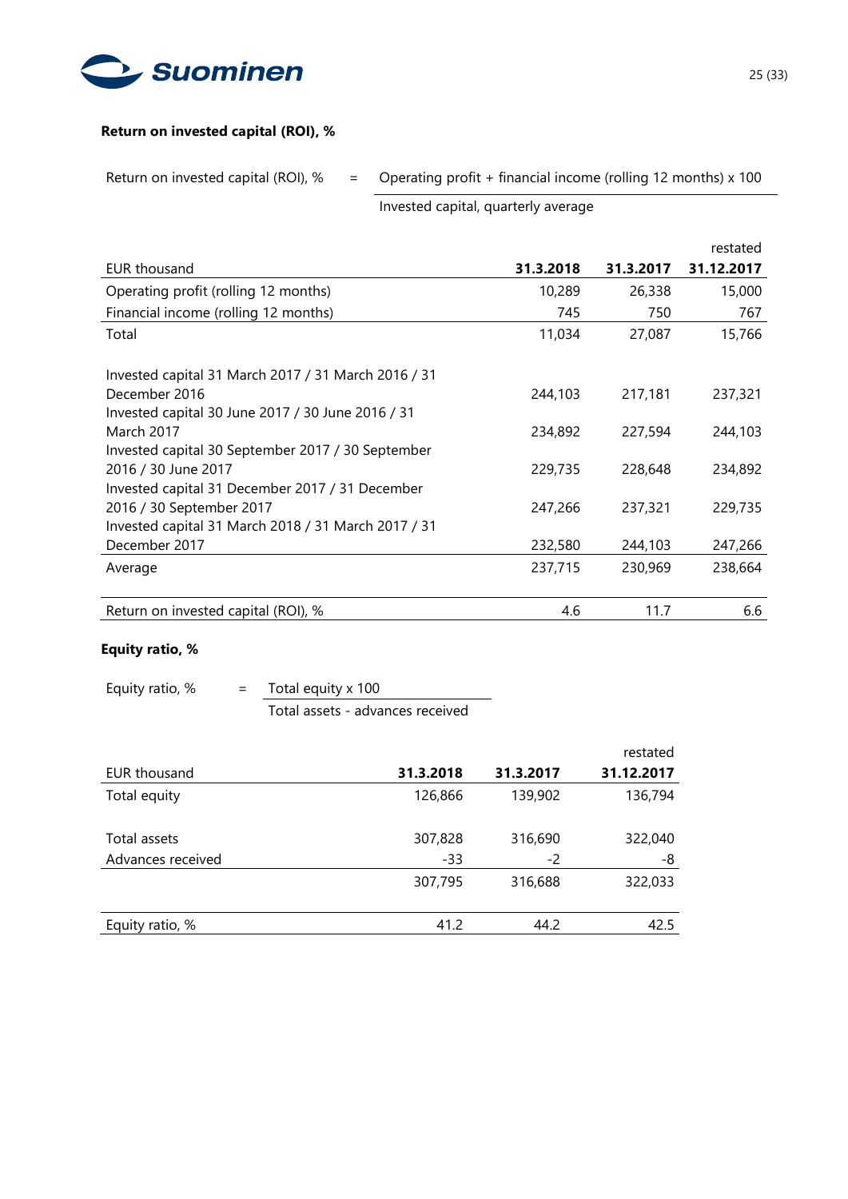### Return on invested capital (ROI), %

Return on invested capital (ROI), % = Operating profit + financial income (rolling 12 months) x 100 / Invested capital, quarterly average

| EUR thousand | 31.3.2018 | 31.3.2017 | restated 31.12.2017 |
|---|---|---|---|
| Operating profit (rolling 12 months) | 10,289 | 26,338 | 15,000 |
| Financial income (rolling 12 months) | 745 | 750 | 767 |
| Total | 11,034 | 27,087 | 15,766 |
| | | | |
| Invested capital 31 March 2017 / 31 March 2016 / 31 December 2016 | 244,103 | 217,181 | 237,321 |
| Invested capital 30 June 2017 / 30 June 2016 / 31 March 2017 | 234,892 | 227,594 | 244,103 |
| Invested capital 30 September 2017 / 30 September 2016 / 30 June 2017 | 229,735 | 228,648 | 234,892 |
| Invested capital 31 December 2017 / 31 December 2016 / 30 September 2017 | 247,266 | 237,321 | 229,735 |
| Invested capital 31 March 2018 / 31 March 2017 / 31 December 2017 | 232,580 | 244,103 | 247,266 |
| Average | 237,715 | 230,969 | 238,664 |
| | | | |
| Return on invested capital (ROI), % | 4.6 | 11.7 | 6.6 |

### Equity ratio, %

Equity ratio, % = Total equity x 100 / Total assets - advances received

| EUR thousand | 31.3.2018 | 31.3.2017 | restated 31.12.2017 |
|---|---|---|---|
| Total equity | 126,866 | 139,902 | 136,794 |
| | | | |
| Total assets | 307,828 | 316,690 | 322,040 |
| Advances received | -33 | -2 | -8 |
| | 307,795 | 316,688 | 322,033 |
| | | | |
| Equity ratio, % | 41.2 | 44.2 | 42.5 |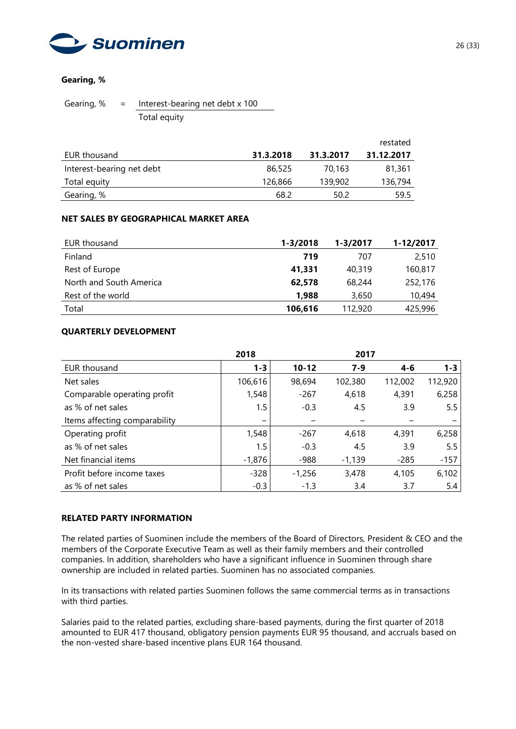**Gearing, %**

$$\text{Gearing, \%} = \frac{\text{Interest-bearing net debt} \times 100}{\text{Total equity}}$$

| EUR thousand | 31.3.2018 | 31.3.2017 | restated 31.12.2017 |
|---|---|---|---|
| Interest-bearing net debt | 86,525 | 70,163 | 81,361 |
| Total equity | 126,866 | 139,902 | 136,794 |
| Gearing, % | 68.2 | 50.2 | 59.5 |

**NET SALES BY GEOGRAPHICAL MARKET AREA**

| EUR thousand | 1-3/2018 | 1-3/2017 | 1-12/2017 |
|---|---|---|---|
| Finland | **719** | 707 | 2,510 |
| Rest of Europe | **41,331** | 40,319 | 160,817 |
| North and South America | **62,578** | 68,244 | 252,176 |
| Rest of the world | **1,988** | 3,650 | 10,494 |
| Total | **106,616** | 112,920 | 425,996 |

**QUARTERLY DEVELOPMENT**

| | 2018 | 2017 | | | |
|---|---|---|---|---|---|
| EUR thousand | 1-3 | 10-12 | 7-9 | 4-6 | 1-3 |
| Net sales | 106,616 | 98,694 | 102,380 | 112,002 | 112,920 |
| Comparable operating profit | 1,548 | -267 | 4,618 | 4,391 | 6,258 |
| as % of net sales | 1.5 | -0.3 | 4.5 | 3.9 | 5.5 |
| Items affecting comparability | – | – | – | – | – |
| Operating profit | 1,548 | -267 | 4,618 | 4,391 | 6,258 |
| as % of net sales | 1.5 | -0.3 | 4.5 | 3.9 | 5.5 |
| Net financial items | -1,876 | -988 | -1,139 | -285 | -157 |
| Profit before income taxes | -328 | -1,256 | 3,478 | 4,105 | 6,102 |
| as % of net sales | -0.3 | -1.3 | 3.4 | 3.7 | 5.4 |

**RELATED PARTY INFORMATION**

The related parties of Suominen include the members of the Board of Directors, President & CEO and the members of the Corporate Executive Team as well as their family members and their controlled companies. In addition, shareholders who have a significant influence in Suominen through share ownership are included in related parties. Suominen has no associated companies.

In its transactions with related parties Suominen follows the same commercial terms as in transactions with third parties.

Salaries paid to the related parties, excluding share-based payments, during the first quarter of 2018 amounted to EUR 417 thousand, obligatory pension payments EUR 95 thousand, and accruals based on the non-vested share-based incentive plans EUR 164 thousand.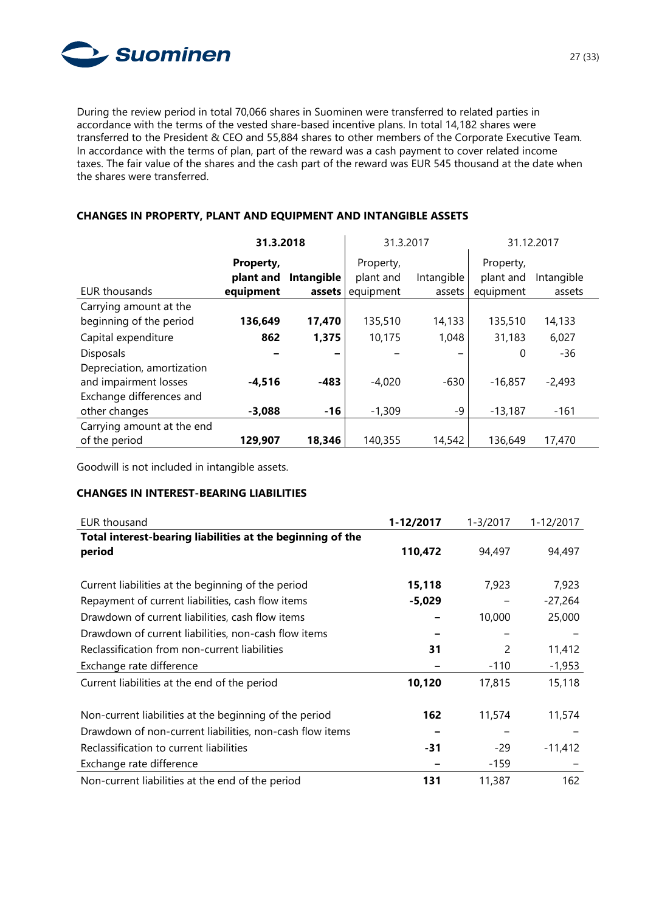During the review period in total 70,066 shares in Suominen were transferred to related parties in accordance with the terms of the vested share-based incentive plans. In total 14,182 shares were transferred to the President & CEO and 55,884 shares to other members of the Corporate Executive Team. In accordance with the terms of plan, part of the reward was a cash payment to cover related income taxes. The fair value of the shares and the cash part of the reward was EUR 545 thousand at the date when the shares were transferred.

**CHANGES IN PROPERTY, PLANT AND EQUIPMENT AND INTANGIBLE ASSETS**

| | **31.3.2018** | | 31.3.2017 | | 31.12.2017 | |
|---|---|---|---|---|---|---|
| EUR thousands | **Property, plant and equipment** | **Intangible assets** | Property, plant and equipment | Intangible assets | Property, plant and equipment | Intangible assets |
| Carrying amount at the beginning of the period | **136,649** | **17,470** | 135,510 | 14,133 | 135,510 | 14,133 |
| Capital expenditure | **862** | **1,375** | 10,175 | 1,048 | 31,183 | 6,027 |
| Disposals | **–** | **–** | – | – | 0 | -36 |
| Depreciation, amortization and impairment losses | **-4,516** | **-483** | -4,020 | -630 | -16,857 | -2,493 |
| Exchange differences and other changes | **-3,088** | **-16** | -1,309 | -9 | -13,187 | -161 |
| Carrying amount at the end of the period | **129,907** | **18,346** | 140,355 | 14,542 | 136,649 | 17,470 |

Goodwill is not included in intangible assets.

**CHANGES IN INTEREST-BEARING LIABILITIES**

| EUR thousand | **1-12/2017** | 1-3/2017 | 1-12/2017 |
|---|---|---|---|
| **Total interest-bearing liabilities at the beginning of the period** | **110,472** | 94,497 | 94,497 |
| | | | |
| Current liabilities at the beginning of the period | **15,118** | 7,923 | 7,923 |
| Repayment of current liabilities, cash flow items | **-5,029** | – | -27,264 |
| Drawdown of current liabilities, cash flow items | **–** | 10,000 | 25,000 |
| Drawdown of current liabilities, non-cash flow items | **–** | – | – |
| Reclassification from non-current liabilities | **31** | 2 | 11,412 |
| Exchange rate difference | **–** | -110 | -1,953 |
| Current liabilities at the end of the period | **10,120** | 17,815 | 15,118 |
| | | | |
| Non-current liabilities at the beginning of the period | **162** | 11,574 | 11,574 |
| Drawdown of non-current liabilities, non-cash flow items | **–** | – | – |
| Reclassification to current liabilities | **-31** | -29 | -11,412 |
| Exchange rate difference | **–** | -159 | – |
| Non-current liabilities at the end of the period | **131** | 11,387 | 162 |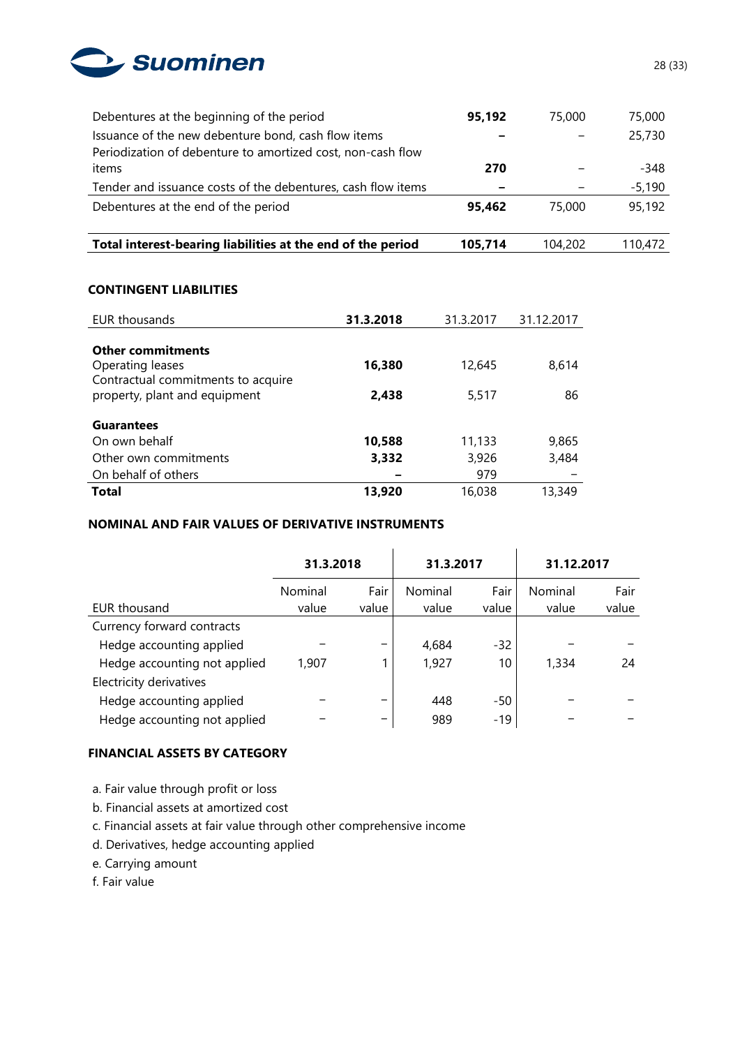| | | | |
|---|---|---|---|
| Debentures at the beginning of the period | **95,192** | 75,000 | 75,000 |
| Issuance of the new debenture bond, cash flow items | **–** | – | 25,730 |
| Periodization of debenture to amortized cost, non-cash flow items | **270** | – | -348 |
| Tender and issuance costs of the debentures, cash flow items | **–** | – | -5,190 |
| Debentures at the end of the period | **95,462** | 75,000 | 95,192 |
| | | | |
| **Total interest-bearing liabilities at the end of the period** | **105,714** | 104,202 | 110,472 |

## CONTINGENT LIABILITIES

| EUR thousands | 31.3.2018 | 31.3.2017 | 31.12.2017 |
|---|---|---|---|
| **Other commitments** | | | |
| Operating leases | **16,380** | 12,645 | 8,614 |
| Contractual commitments to acquire property, plant and equipment | **2,438** | 5,517 | 86 |
| **Guarantees** | | | |
| On own behalf | **10,588** | 11,133 | 9,865 |
| Other own commitments | **3,332** | 3,926 | 3,484 |
| On behalf of others | **–** | 979 | – |
| **Total** | **13,920** | 16,038 | 13,349 |

## NOMINAL AND FAIR VALUES OF DERIVATIVE INSTRUMENTS

| | 31.3.2018 | | 31.3.2017 | | 31.12.2017 | |
|---|---|---|---|---|---|---|
| EUR thousand | Nominal value | Fair value | Nominal value | Fair value | Nominal value | Fair value |
| Currency forward contracts | | | | | | |
| Hedge accounting applied | – | – | 4,684 | -32 | – | – |
| Hedge accounting not applied | 1,907 | 1 | 1,927 | 10 | 1,334 | 24 |
| Electricity derivatives | | | | | | |
| Hedge accounting applied | – | – | 448 | -50 | – | – |
| Hedge accounting not applied | – | – | 989 | -19 | – | – |

## FINANCIAL ASSETS BY CATEGORY

a. Fair value through profit or loss
b. Financial assets at amortized cost
c. Financial assets at fair value through other comprehensive income
d. Derivatives, hedge accounting applied
e. Carrying amount
f. Fair value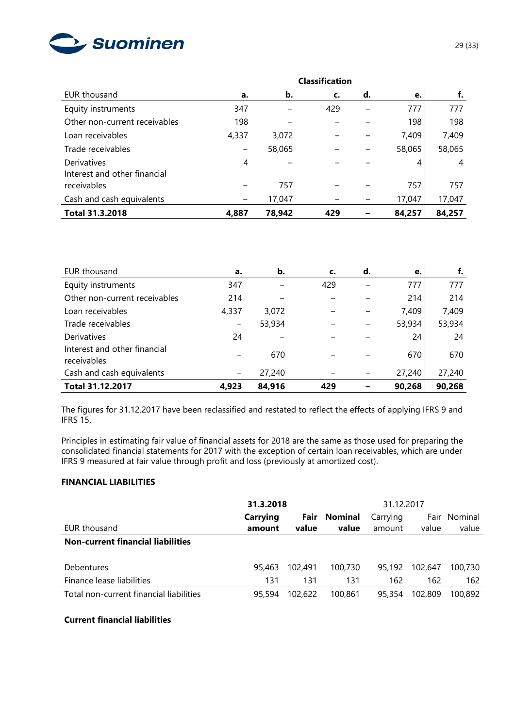| | Classification | | | | | |
|---|---|---|---|---|---|---|
| EUR thousand | a. | b. | c. | d. | e. | f. |
| Equity instruments | 347 | – | 429 | – | 777 | 777 |
| Other non-current receivables | 198 | – | – | – | 198 | 198 |
| Loan receivables | 4,337 | 3,072 | – | – | 7,409 | 7,409 |
| Trade receivables | – | 58,065 | – | – | 58,065 | 58,065 |
| Derivatives | 4 | – | – | – | 4 | 4 |
| Interest and other financial receivables | – | 757 | – | – | 757 | 757 |
| Cash and cash equivalents | – | 17,047 | – | – | 17,047 | 17,047 |
| **Total 31.3.2018** | **4,887** | **78,942** | **429** | **–** | **84,257** | **84,257** |

| EUR thousand | a. | b. | c. | d. | e. | f. |
|---|---|---|---|---|---|---|
| Equity instruments | 347 | – | 429 | – | 777 | 777 |
| Other non-current receivables | 214 | – | – | – | 214 | 214 |
| Loan receivables | 4,337 | 3,072 | – | – | 7,409 | 7,409 |
| Trade receivables | – | 53,934 | – | – | 53,934 | 53,934 |
| Derivatives | 24 | – | – | – | 24 | 24 |
| Interest and other financial receivables | – | 670 | – | – | 670 | 670 |
| Cash and cash equivalents | – | 27,240 | – | – | 27,240 | 27,240 |
| **Total 31.12.2017** | **4,923** | **84,916** | **429** | **–** | **90,268** | **90,268** |

The figures for 31.12.2017 have been reclassified and restated to reflect the effects of applying IFRS 9 and IFRS 15.

Principles in estimating fair value of financial assets for 2018 are the same as those used for preparing the consolidated financial statements for 2017 with the exception of certain loan receivables, which are under IFRS 9 measured at fair value through profit and loss (previously at amortized cost).

**FINANCIAL LIABILITIES**

| | **31.3.2018** | | | 31.12.2017 | | |
|---|---|---|---|---|---|---|
| EUR thousand | **Carrying amount** | **Fair value** | **Nominal value** | Carrying amount | Fair value | Nominal value |
| **Non-current financial liabilities** | | | | | | |
| Debentures | 95,463 | 102,491 | 100,730 | 95,192 | 102,647 | 100,730 |
| Finance lease liabilities | 131 | 131 | 131 | 162 | 162 | 162 |
| Total non-current financial liabilities | 95,594 | 102,622 | 100,861 | 95,354 | 102,809 | 100,892 |

**Current financial liabilities**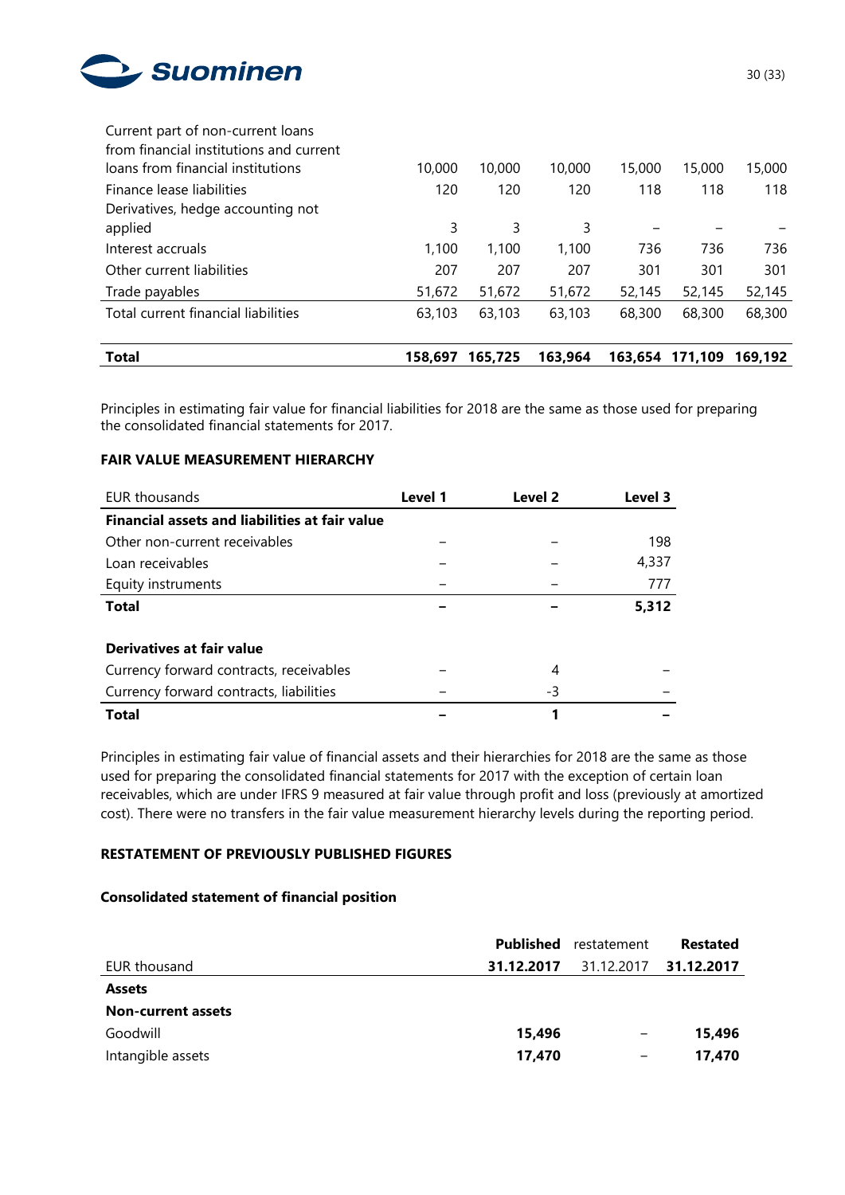| | | | | | | |
|---|---|---|---|---|---|---|
| Current part of non-current loans from financial institutions and current loans from financial institutions | 10,000 | 10,000 | 10,000 | 15,000 | 15,000 | 15,000 |
| Finance lease liabilities | 120 | 120 | 120 | 118 | 118 | 118 |
| Derivatives, hedge accounting not applied | 3 | 3 | 3 | – | – | – |
| Interest accruals | 1,100 | 1,100 | 1,100 | 736 | 736 | 736 |
| Other current liabilities | 207 | 207 | 207 | 301 | 301 | 301 |
| Trade payables | 51,672 | 51,672 | 51,672 | 52,145 | 52,145 | 52,145 |
| Total current financial liabilities | 63,103 | 63,103 | 63,103 | 68,300 | 68,300 | 68,300 |
| | | | | | | |
| **Total** | **158,697** | **165,725** | **163,964** | **163,654** | **171,109** | **169,192** |

Principles in estimating fair value for financial liabilities for 2018 are the same as those used for preparing the consolidated financial statements for 2017.

### FAIR VALUE MEASUREMENT HIERARCHY

| EUR thousands | Level 1 | Level 2 | Level 3 |
|---|---|---|---|
| **Financial assets and liabilities at fair value** | | | |
| Other non-current receivables | – | – | 198 |
| Loan receivables | – | – | 4,337 |
| Equity instruments | – | – | 777 |
| **Total** | **–** | **–** | **5,312** |
| | | | |
| **Derivatives at fair value** | | | |
| Currency forward contracts, receivables | – | 4 | – |
| Currency forward contracts, liabilities | – | -3 | – |
| **Total** | **–** | **1** | **–** |

Principles in estimating fair value of financial assets and their hierarchies for 2018 are the same as those used for preparing the consolidated financial statements for 2017 with the exception of certain loan receivables, which are under IFRS 9 measured at fair value through profit and loss (previously at amortized cost). There were no transfers in the fair value measurement hierarchy levels during the reporting period.

### RESTATEMENT OF PREVIOUSLY PUBLISHED FIGURES

#### Consolidated statement of financial position

| | **Published** | restatement | **Restated** |
|---|---|---|---|
| EUR thousand | **31.12.2017** | 31.12.2017 | **31.12.2017** |
| **Assets** | | | |
| **Non-current assets** | | | |
| Goodwill | **15,496** | – | **15,496** |
| Intangible assets | **17,470** | – | **17,470** |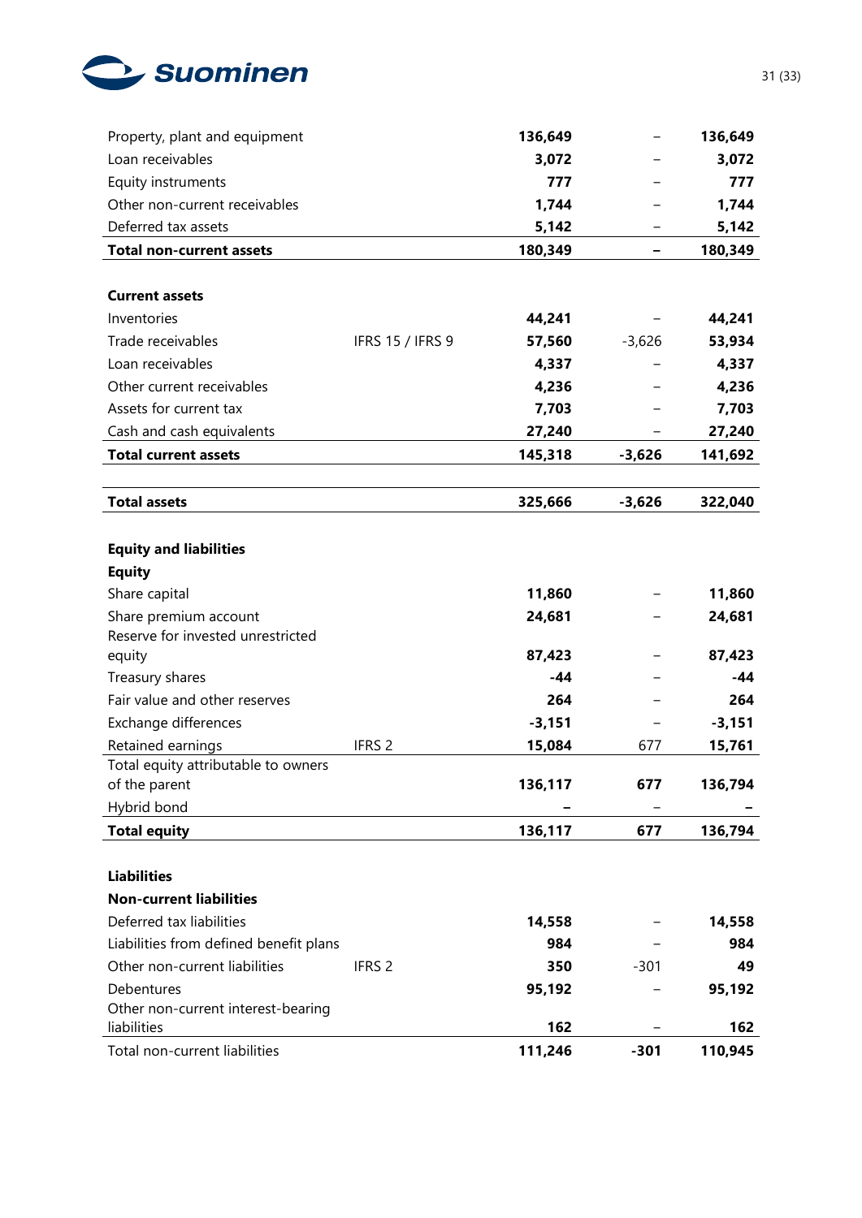| | | | | |
|---|---|---|---|---|
| Property, plant and equipment | | **136,649** | – | **136,649** |
| Loan receivables | | **3,072** | – | **3,072** |
| Equity instruments | | **777** | – | **777** |
| Other non-current receivables | | **1,744** | – | **1,744** |
| Deferred tax assets | | **5,142** | – | **5,142** |
| **Total non-current assets** | | **180,349** | **–** | **180,349** |
| | | | | |
| **Current assets** | | | | |
| Inventories | | **44,241** | – | **44,241** |
| Trade receivables | IFRS 15 / IFRS 9 | **57,560** | -3,626 | **53,934** |
| Loan receivables | | **4,337** | – | **4,337** |
| Other current receivables | | **4,236** | – | **4,236** |
| Assets for current tax | | **7,703** | – | **7,703** |
| Cash and cash equivalents | | **27,240** | – | **27,240** |
| **Total current assets** | | **145,318** | **-3,626** | **141,692** |
| | | | | |
| **Total assets** | | **325,666** | **-3,626** | **322,040** |
| | | | | |
| **Equity and liabilities** | | | | |
| **Equity** | | | | |
| Share capital | | **11,860** | – | **11,860** |
| Share premium account | | **24,681** | – | **24,681** |
| Reserve for invested unrestricted equity | | **87,423** | – | **87,423** |
| Treasury shares | | **-44** | – | **-44** |
| Fair value and other reserves | | **264** | – | **264** |
| Exchange differences | | **-3,151** | – | **-3,151** |
| Retained earnings | IFRS 2 | **15,084** | 677 | **15,761** |
| Total equity attributable to owners of the parent | | **136,117** | **677** | **136,794** |
| Hybrid bond | | **–** | – | **–** |
| **Total equity** | | **136,117** | **677** | **136,794** |
| | | | | |
| **Liabilities** | | | | |
| **Non-current liabilities** | | | | |
| Deferred tax liabilities | | **14,558** | – | **14,558** |
| Liabilities from defined benefit plans | | **984** | – | **984** |
| Other non-current liabilities | IFRS 2 | **350** | -301 | **49** |
| Debentures | | **95,192** | – | **95,192** |
| Other non-current interest-bearing liabilities | | **162** | – | **162** |
| Total non-current liabilities | | **111,246** | **-301** | **110,945** |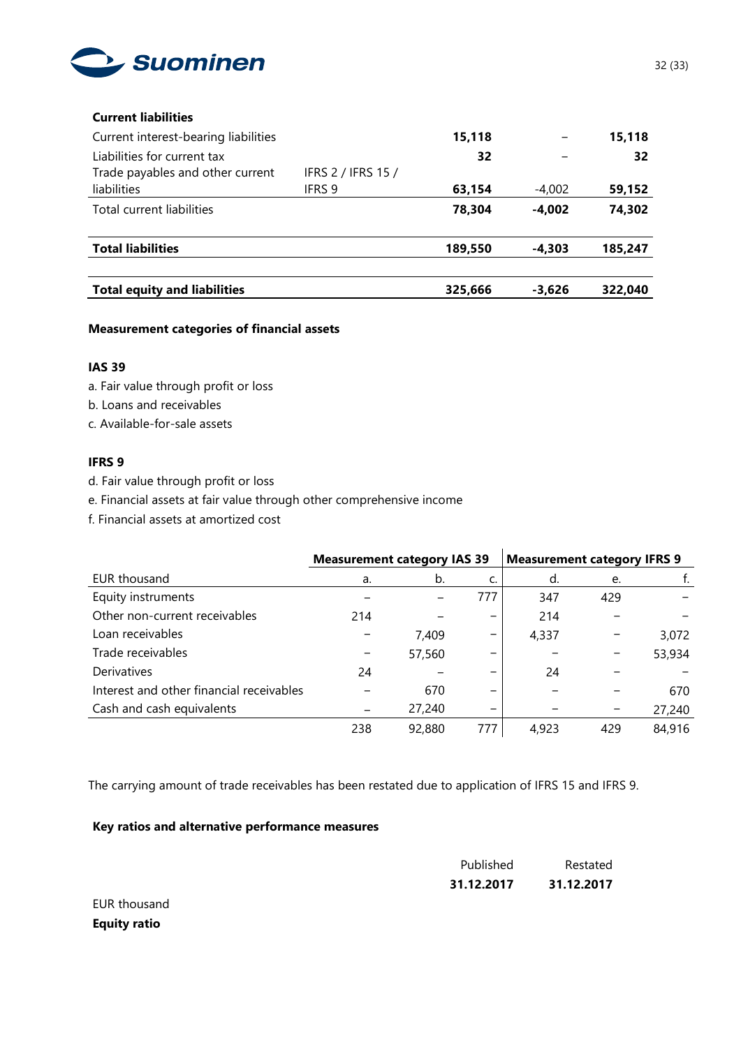| | | | | |
|---|---|---|---|---|
| **Current liabilities** | | | | |
| Current interest-bearing liabilities | | **15,118** | – | **15,118** |
| Liabilities for current tax | | **32** | – | **32** |
| Trade payables and other current liabilities | IFRS 2 / IFRS 15 / IFRS 9 | **63,154** | -4,002 | **59,152** |
| Total current liabilities | | **78,304** | **-4,002** | **74,302** |
| **Total liabilities** | | **189,550** | **-4,303** | **185,247** |
| **Total equity and liabilities** | | **325,666** | **-3,626** | **322,040** |

**Measurement categories of financial assets**

**IAS 39**

a. Fair value through profit or loss

b. Loans and receivables

c. Available-for-sale assets

**IFRS 9**

d. Fair value through profit or loss

e. Financial assets at fair value through other comprehensive income

f. Financial assets at amortized cost

| | **Measurement category IAS 39** | | | **Measurement category IFRS 9** | | |
|---|---|---|---|---|---|---|
| EUR thousand | a. | b. | c. | d. | e. | f. |
| Equity instruments | – | – | 777 | 347 | 429 | – |
| Other non-current receivables | 214 | – | – | 214 | – | – |
| Loan receivables | – | 7,409 | – | 4,337 | – | 3,072 |
| Trade receivables | – | 57,560 | – | – | – | 53,934 |
| Derivatives | 24 | – | – | 24 | – | – |
| Interest and other financial receivables | – | 670 | – | – | – | 670 |
| Cash and cash equivalents | – | 27,240 | – | – | – | 27,240 |
| | 238 | 92,880 | 777 | 4,923 | 429 | 84,916 |

The carrying amount of trade receivables has been restated due to application of IFRS 15 and IFRS 9.

**Key ratios and alternative performance measures**

| | Published | Restated |
|---|---|---|
| | **31.12.2017** | **31.12.2017** |
| EUR thousand | | |
| **Equity ratio** | | |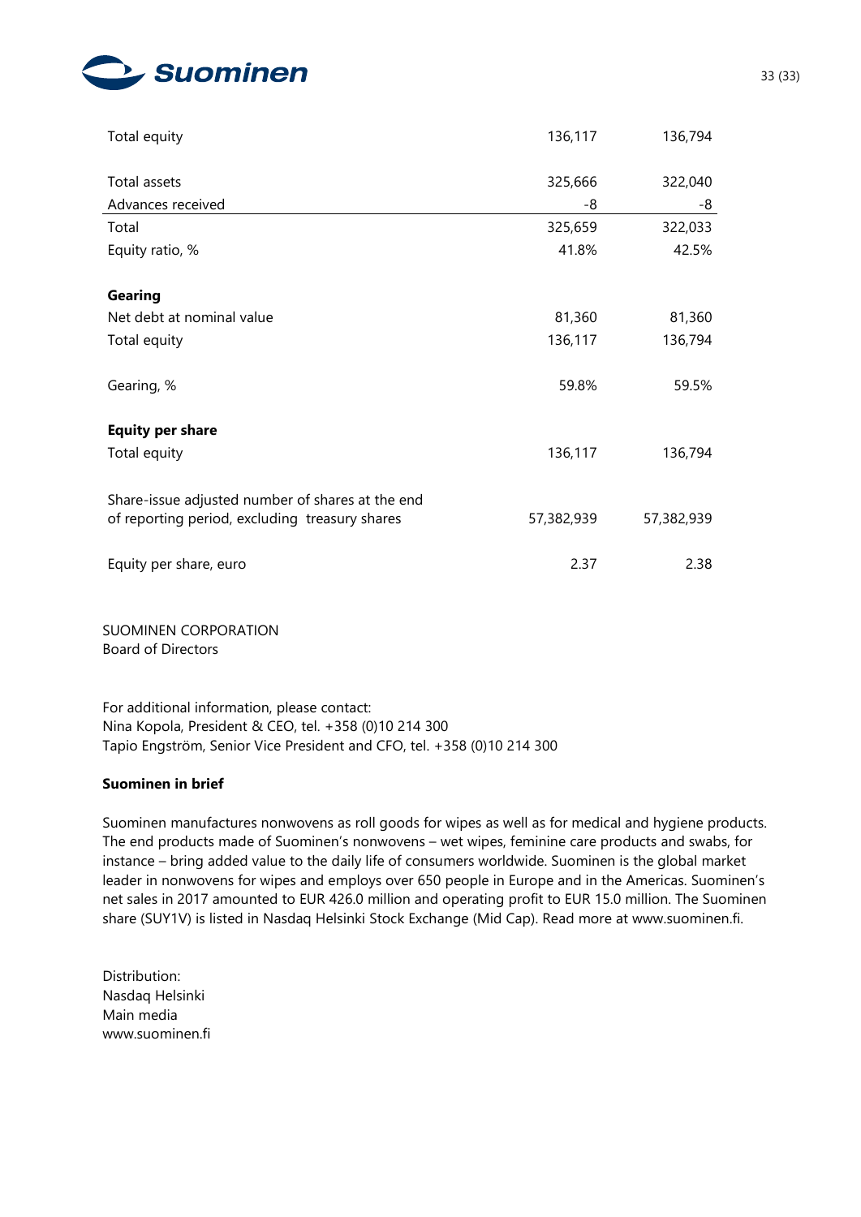| | | |
|---|---|---|
| Total equity | 136,117 | 136,794 |
| | | |
| Total assets | 325,666 | 322,040 |
| Advances received | -8 | -8 |
| Total | 325,659 | 322,033 |
| Equity ratio, % | 41.8% | 42.5% |
| | | |
| **Gearing** | | |
| Net debt at nominal value | 81,360 | 81,360 |
| Total equity | 136,117 | 136,794 |
| | | |
| Gearing, % | 59.8% | 59.5% |
| | | |
| **Equity per share** | | |
| Total equity | 136,117 | 136,794 |
| | | |
| Share-issue adjusted number of shares at the end of reporting period, excluding treasury shares | 57,382,939 | 57,382,939 |
| | | |
| Equity per share, euro | 2.37 | 2.38 |

SUOMINEN CORPORATION
Board of Directors

For additional information, please contact:
Nina Kopola, President & CEO, tel. +358 (0)10 214 300
Tapio Engström, Senior Vice President and CFO, tel. +358 (0)10 214 300

**Suominen in brief**

Suominen manufactures nonwovens as roll goods for wipes as well as for medical and hygiene products. The end products made of Suominen's nonwovens – wet wipes, feminine care products and swabs, for instance – bring added value to the daily life of consumers worldwide. Suominen is the global market leader in nonwovens for wipes and employs over 650 people in Europe and in the Americas. Suominen's net sales in 2017 amounted to EUR 426.0 million and operating profit to EUR 15.0 million. The Suominen share (SUY1V) is listed in Nasdaq Helsinki Stock Exchange (Mid Cap). Read more at www.suominen.fi.

Distribution:
Nasdaq Helsinki
Main media
www.suominen.fi